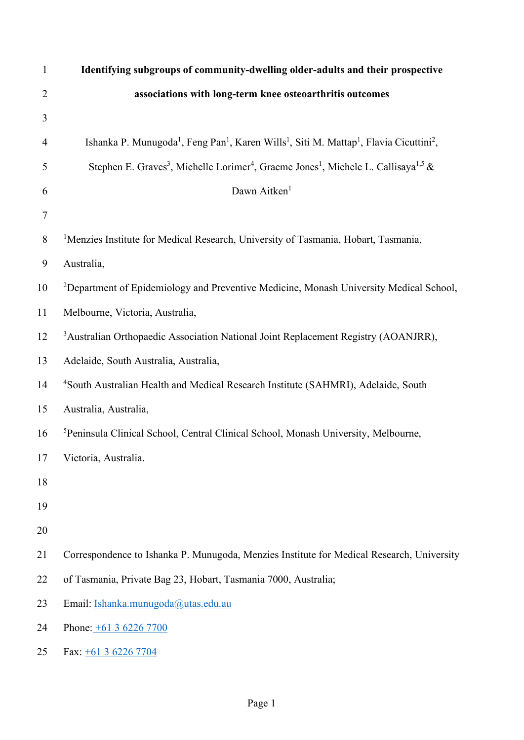# Identifying subgroups of community-dwelling older-adults and their prospective associations with long-term knee osteoarthritis outcomes

Ishanka P. Munugoda[1], Feng Pan[1], Karen Wills[1], Siti M. Mattap[1], Flavia Cicuttini[2], Stephen E. Graves[3], Michelle Lorimer[4], Graeme Jones[1], Michele L. Callisaya[1,5] & Dawn Aitken[1]

[1]Menzies Institute for Medical Research, University of Tasmania, Hobart, Tasmania, Australia,

[2]Department of Epidemiology and Preventive Medicine, Monash University Medical School, Melbourne, Victoria, Australia,

[3]Australian Orthopaedic Association National Joint Replacement Registry (AOANJRR), Adelaide, South Australia, Australia,

[4]South Australian Health and Medical Research Institute (SAHMRI), Adelaide, South Australia, Australia,

[5]Peninsula Clinical School, Central Clinical School, Monash University, Melbourne, Victoria, Australia.

Correspondence to Ishanka P. Munugoda, Menzies Institute for Medical Research, University of Tasmania, Private Bag 23, Hobart, Tasmania 7000, Australia;

Email: Ishanka.munugoda@utas.edu.au

Phone: +61 3 6226 7700

Fax: +61 3 6226 7704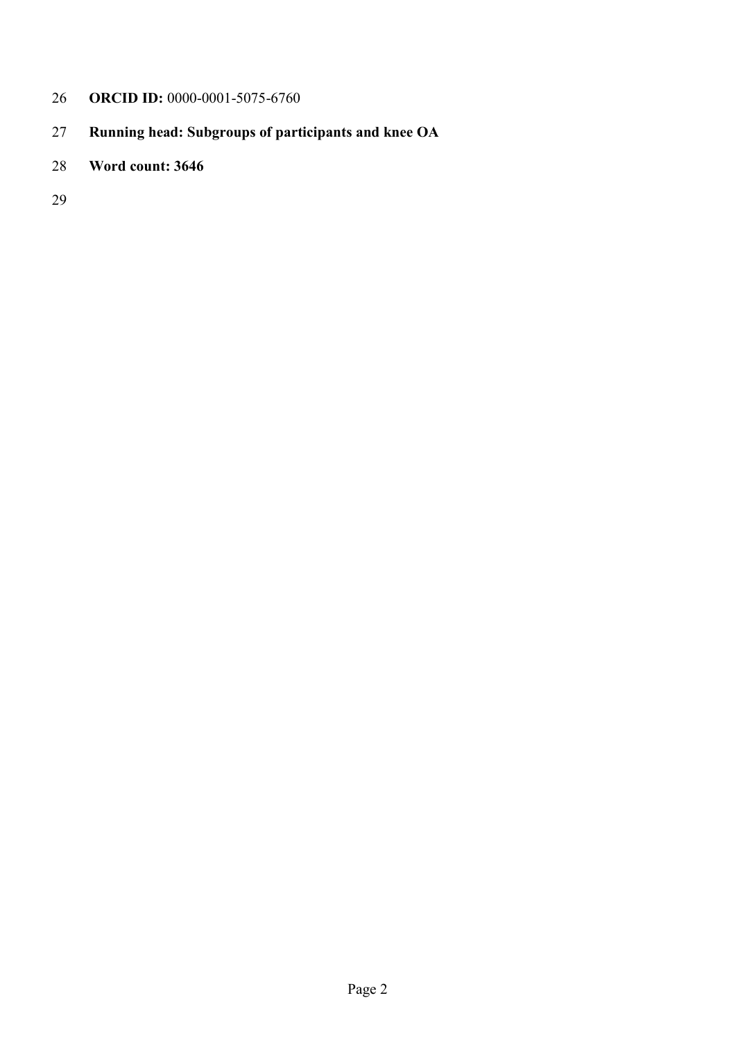**ORCID ID:** 0000-0001-5075-6760

**Running head: Subgroups of participants and knee OA**

**Word count: 3646**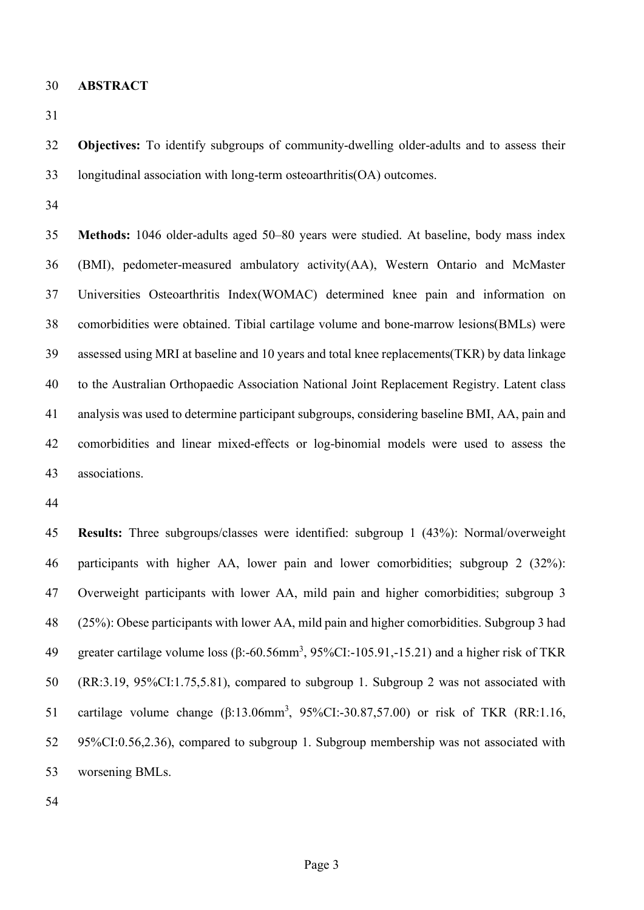## ABSTRACT

**Objectives:** To identify subgroups of community-dwelling older-adults and to assess their longitudinal association with long-term osteoarthritis(OA) outcomes.

**Methods:** 1046 older-adults aged 50–80 years were studied. At baseline, body mass index (BMI), pedometer-measured ambulatory activity(AA), Western Ontario and McMaster Universities Osteoarthritis Index(WOMAC) determined knee pain and information on comorbidities were obtained. Tibial cartilage volume and bone-marrow lesions(BMLs) were assessed using MRI at baseline and 10 years and total knee replacements(TKR) by data linkage to the Australian Orthopaedic Association National Joint Replacement Registry. Latent class analysis was used to determine participant subgroups, considering baseline BMI, AA, pain and comorbidities and linear mixed-effects or log-binomial models were used to assess the associations.

**Results:** Three subgroups/classes were identified: subgroup 1 (43%): Normal/overweight participants with higher AA, lower pain and lower comorbidities; subgroup 2 (32%): Overweight participants with lower AA, mild pain and higher comorbidities; subgroup 3 (25%): Obese participants with lower AA, mild pain and higher comorbidities. Subgroup 3 had greater cartilage volume loss (β:-60.56mm$^3$, 95%CI:-105.91,-15.21) and a higher risk of TKR (RR:3.19, 95%CI:1.75,5.81), compared to subgroup 1. Subgroup 2 was not associated with cartilage volume change (β:13.06mm$^3$, 95%CI:-30.87,57.00) or risk of TKR (RR:1.16, 95%CI:0.56,2.36), compared to subgroup 1. Subgroup membership was not associated with worsening BMLs.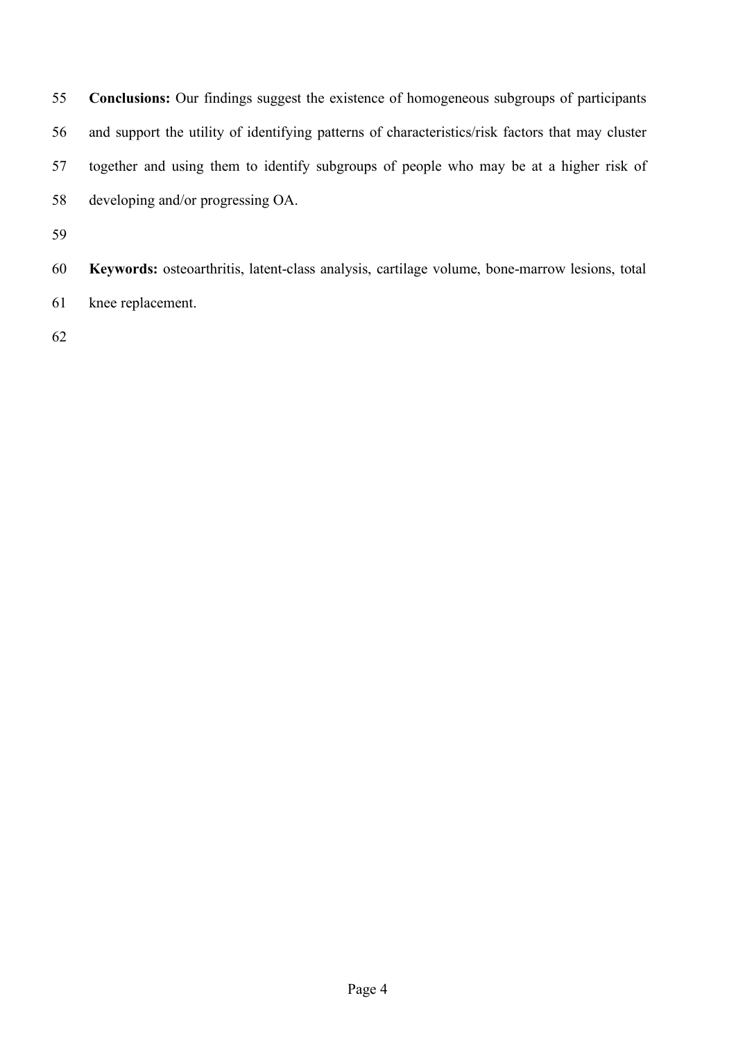**Conclusions:** Our findings suggest the existence of homogeneous subgroups of participants and support the utility of identifying patterns of characteristics/risk factors that may cluster together and using them to identify subgroups of people who may be at a higher risk of developing and/or progressing OA.

**Keywords:** osteoarthritis, latent-class analysis, cartilage volume, bone-marrow lesions, total knee replacement.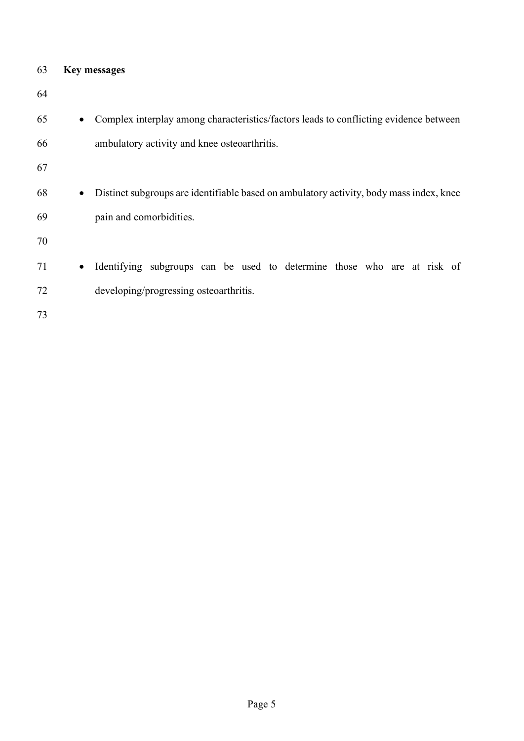## Key messages

- Complex interplay among characteristics/factors leads to conflicting evidence between ambulatory activity and knee osteoarthritis.

- Distinct subgroups are identifiable based on ambulatory activity, body mass index, knee pain and comorbidities.

- Identifying subgroups can be used to determine those who are at risk of developing/progressing osteoarthritis.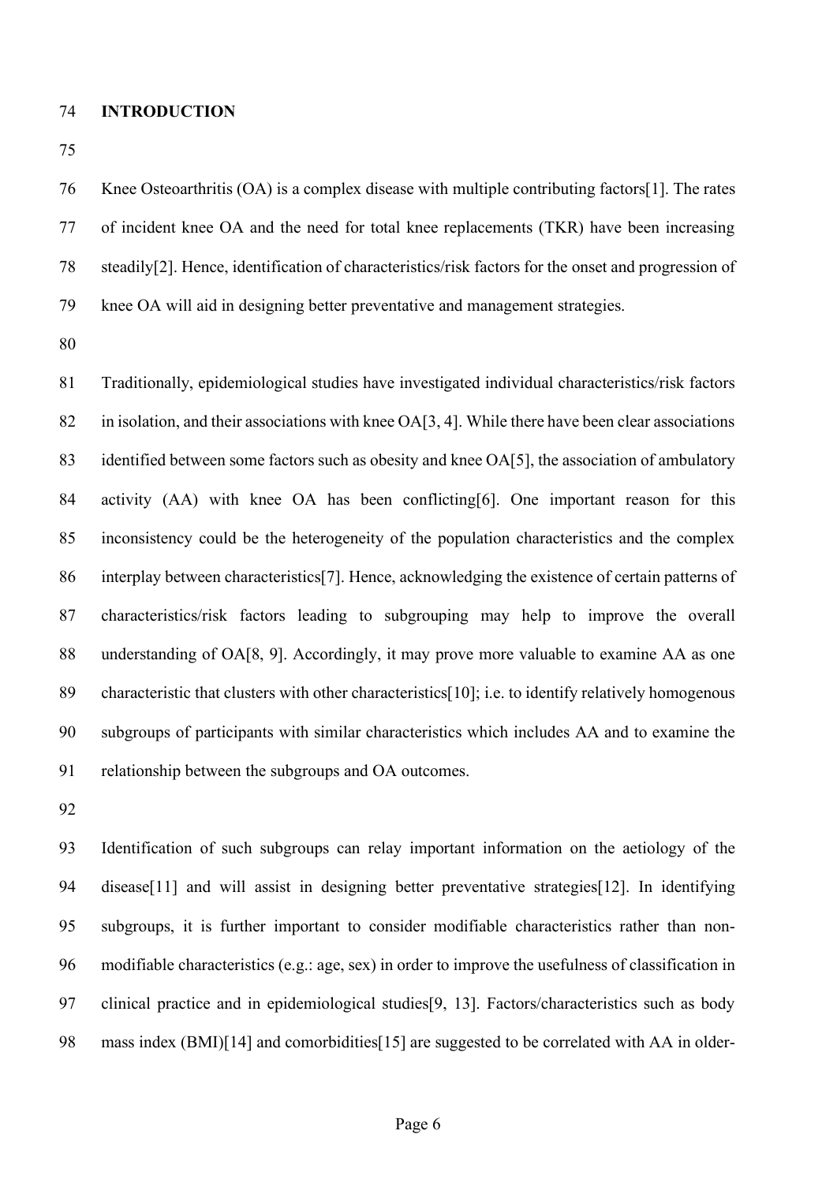## INTRODUCTION

Knee Osteoarthritis (OA) is a complex disease with multiple contributing factors[1]. The rates of incident knee OA and the need for total knee replacements (TKR) have been increasing steadily[2]. Hence, identification of characteristics/risk factors for the onset and progression of knee OA will aid in designing better preventative and management strategies.

Traditionally, epidemiological studies have investigated individual characteristics/risk factors in isolation, and their associations with knee OA[3, 4]. While there have been clear associations identified between some factors such as obesity and knee OA[5], the association of ambulatory activity (AA) with knee OA has been conflicting[6]. One important reason for this inconsistency could be the heterogeneity of the population characteristics and the complex interplay between characteristics[7]. Hence, acknowledging the existence of certain patterns of characteristics/risk factors leading to subgrouping may help to improve the overall understanding of OA[8, 9]. Accordingly, it may prove more valuable to examine AA as one characteristic that clusters with other characteristics[10]; i.e. to identify relatively homogenous subgroups of participants with similar characteristics which includes AA and to examine the relationship between the subgroups and OA outcomes.

Identification of such subgroups can relay important information on the aetiology of the disease[11] and will assist in designing better preventative strategies[12]. In identifying subgroups, it is further important to consider modifiable characteristics rather than non-modifiable characteristics (e.g.: age, sex) in order to improve the usefulness of classification in clinical practice and in epidemiological studies[9, 13]. Factors/characteristics such as body mass index (BMI)[14] and comorbidities[15] are suggested to be correlated with AA in older-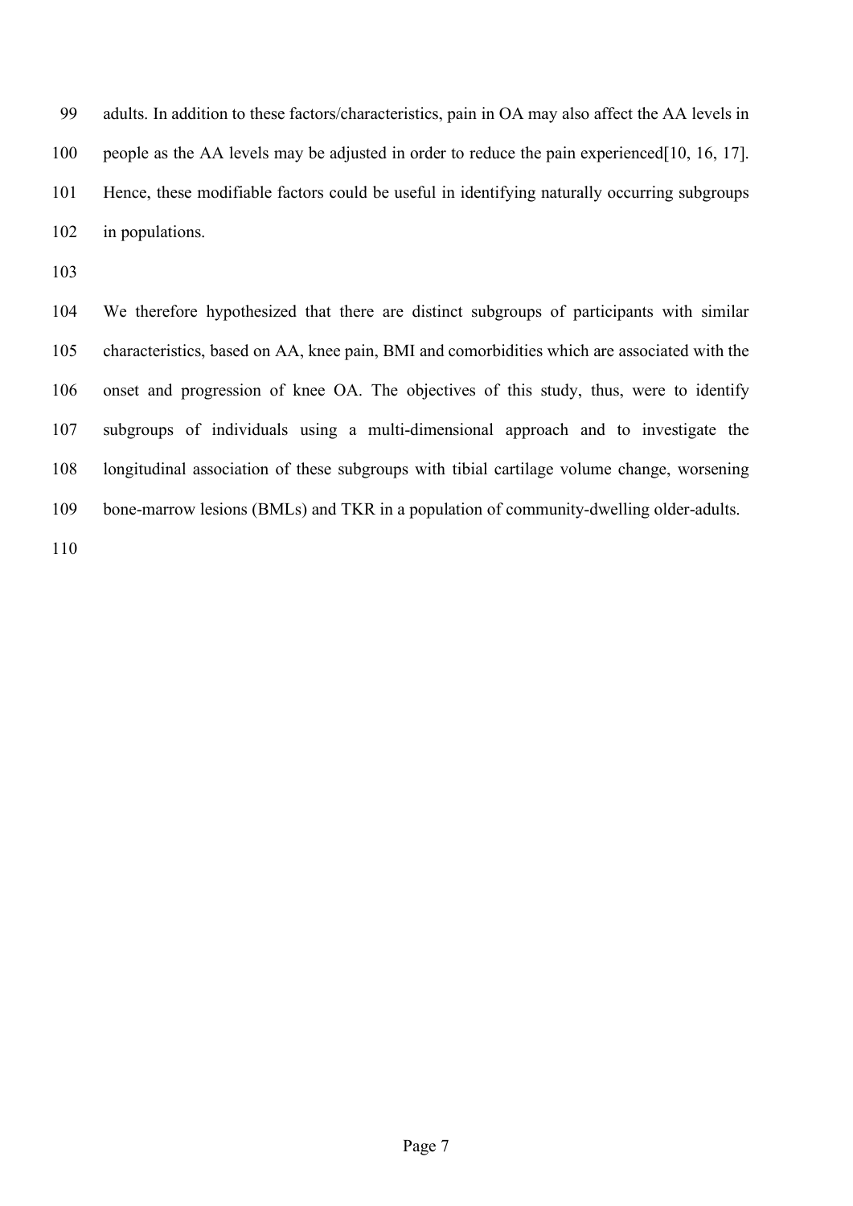adults. In addition to these factors/characteristics, pain in OA may also affect the AA levels in people as the AA levels may be adjusted in order to reduce the pain experienced[10, 16, 17]. Hence, these modifiable factors could be useful in identifying naturally occurring subgroups in populations.

We therefore hypothesized that there are distinct subgroups of participants with similar characteristics, based on AA, knee pain, BMI and comorbidities which are associated with the onset and progression of knee OA. The objectives of this study, thus, were to identify subgroups of individuals using a multi-dimensional approach and to investigate the longitudinal association of these subgroups with tibial cartilage volume change, worsening bone-marrow lesions (BMLs) and TKR in a population of community-dwelling older-adults.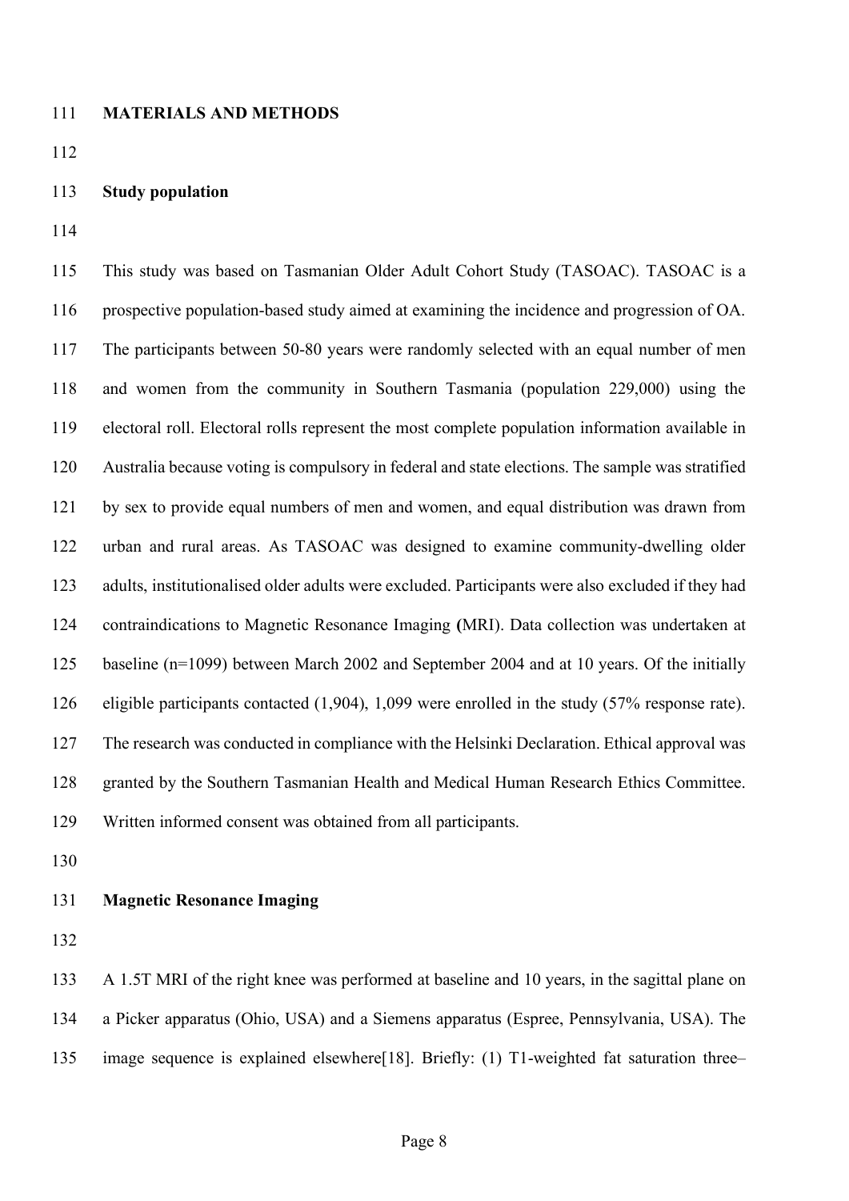# MATERIALS AND METHODS

## Study population

This study was based on Tasmanian Older Adult Cohort Study (TASOAC). TASOAC is a prospective population-based study aimed at examining the incidence and progression of OA. The participants between 50-80 years were randomly selected with an equal number of men and women from the community in Southern Tasmania (population 229,000) using the electoral roll. Electoral rolls represent the most complete population information available in Australia because voting is compulsory in federal and state elections. The sample was stratified by sex to provide equal numbers of men and women, and equal distribution was drawn from urban and rural areas. As TASOAC was designed to examine community-dwelling older adults, institutionalised older adults were excluded. Participants were also excluded if they had contraindications to Magnetic Resonance Imaging **(**MRI). Data collection was undertaken at baseline (n=1099) between March 2002 and September 2004 and at 10 years. Of the initially eligible participants contacted (1,904), 1,099 were enrolled in the study (57% response rate). The research was conducted in compliance with the Helsinki Declaration. Ethical approval was granted by the Southern Tasmanian Health and Medical Human Research Ethics Committee. Written informed consent was obtained from all participants.

## Magnetic Resonance Imaging

A 1.5T MRI of the right knee was performed at baseline and 10 years, in the sagittal plane on a Picker apparatus (Ohio, USA) and a Siemens apparatus (Espree, Pennsylvania, USA). The image sequence is explained elsewhere[18]. Briefly: (1) T1-weighted fat saturation three–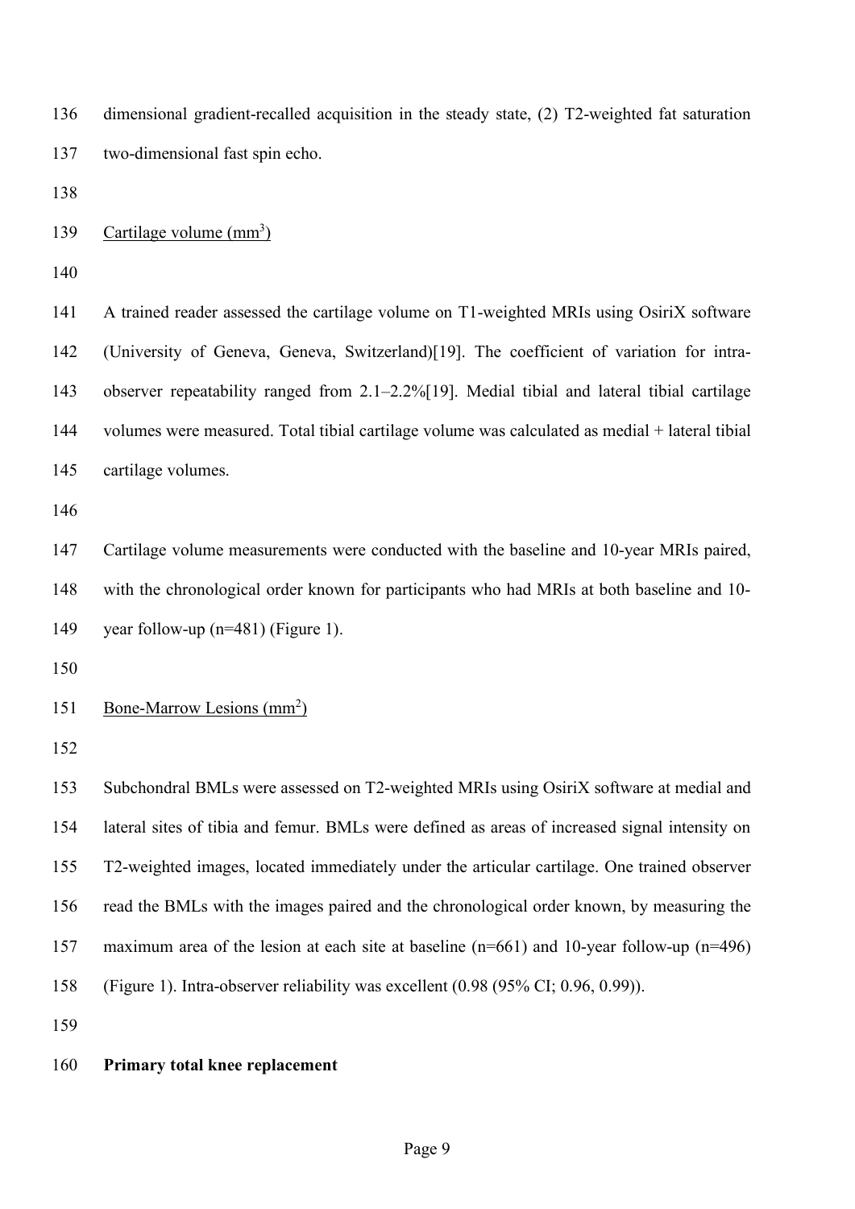dimensional gradient-recalled acquisition in the steady state, (2) T2-weighted fat saturation two-dimensional fast spin echo.

Cartilage volume ($mm^3$)

A trained reader assessed the cartilage volume on T1-weighted MRIs using OsiriX software (University of Geneva, Geneva, Switzerland)[19]. The coefficient of variation for intra-observer repeatability ranged from 2.1–2.2%[19]. Medial tibial and lateral tibial cartilage volumes were measured. Total tibial cartilage volume was calculated as medial + lateral tibial cartilage volumes.

Cartilage volume measurements were conducted with the baseline and 10-year MRIs paired, with the chronological order known for participants who had MRIs at both baseline and 10-year follow-up (n=481) (Figure 1).

Bone-Marrow Lesions ($mm^2$)

Subchondral BMLs were assessed on T2-weighted MRIs using OsiriX software at medial and lateral sites of tibia and femur. BMLs were defined as areas of increased signal intensity on T2-weighted images, located immediately under the articular cartilage. One trained observer read the BMLs with the images paired and the chronological order known, by measuring the maximum area of the lesion at each site at baseline (n=661) and 10-year follow-up (n=496) (Figure 1). Intra-observer reliability was excellent (0.98 (95% CI; 0.96, 0.99)).

**Primary total knee replacement**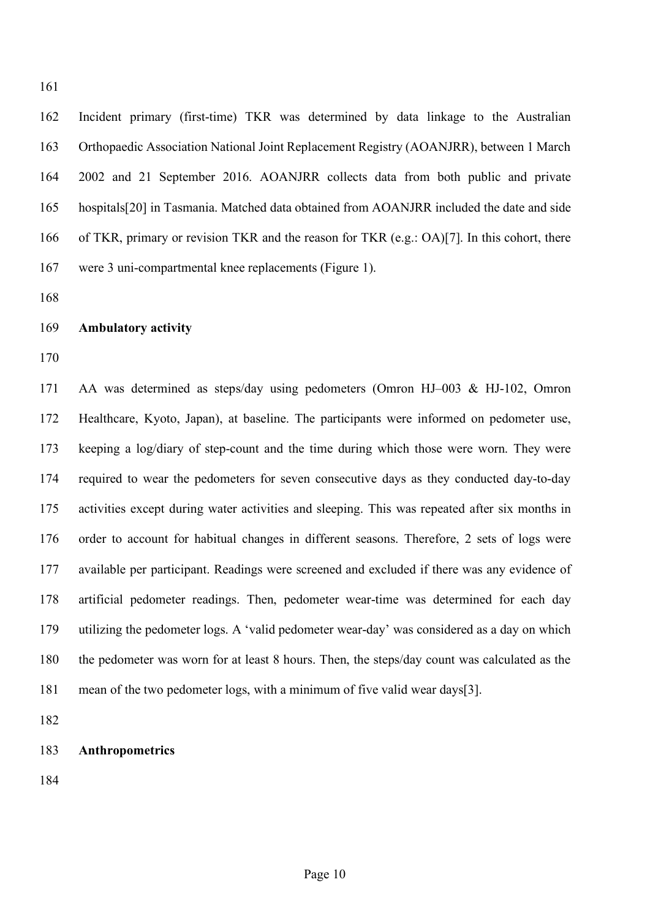Incident primary (first-time) TKR was determined by data linkage to the Australian Orthopaedic Association National Joint Replacement Registry (AOANJRR), between 1 March 2002 and 21 September 2016. AOANJRR collects data from both public and private hospitals[20] in Tasmania. Matched data obtained from AOANJRR included the date and side of TKR, primary or revision TKR and the reason for TKR (e.g.: OA)[7]. In this cohort, there were 3 uni-compartmental knee replacements (Figure 1).

**Ambulatory activity**

AA was determined as steps/day using pedometers (Omron HJ–003 & HJ-102, Omron Healthcare, Kyoto, Japan), at baseline. The participants were informed on pedometer use, keeping a log/diary of step-count and the time during which those were worn. They were required to wear the pedometers for seven consecutive days as they conducted day-to-day activities except during water activities and sleeping. This was repeated after six months in order to account for habitual changes in different seasons. Therefore, 2 sets of logs were available per participant. Readings were screened and excluded if there was any evidence of artificial pedometer readings. Then, pedometer wear-time was determined for each day utilizing the pedometer logs. A 'valid pedometer wear-day' was considered as a day on which the pedometer was worn for at least 8 hours. Then, the steps/day count was calculated as the mean of the two pedometer logs, with a minimum of five valid wear days[3].

**Anthropometrics**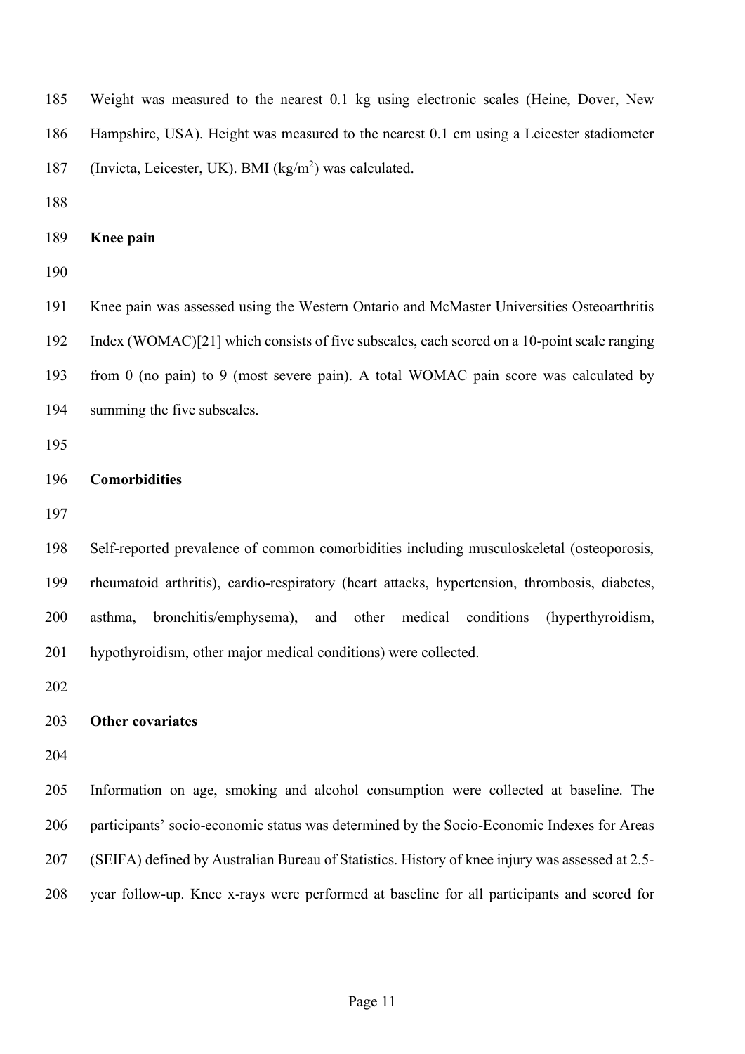Weight was measured to the nearest 0.1 kg using electronic scales (Heine, Dover, New Hampshire, USA). Height was measured to the nearest 0.1 cm using a Leicester stadiometer (Invicta, Leicester, UK). BMI ($kg/m^2$) was calculated.

**Knee pain**

Knee pain was assessed using the Western Ontario and McMaster Universities Osteoarthritis Index (WOMAC)[21] which consists of five subscales, each scored on a 10-point scale ranging from 0 (no pain) to 9 (most severe pain). A total WOMAC pain score was calculated by summing the five subscales.

**Comorbidities**

Self-reported prevalence of common comorbidities including musculoskeletal (osteoporosis, rheumatoid arthritis), cardio-respiratory (heart attacks, hypertension, thrombosis, diabetes, asthma, bronchitis/emphysema), and other medical conditions (hyperthyroidism, hypothyroidism, other major medical conditions) were collected.

**Other covariates**

Information on age, smoking and alcohol consumption were collected at baseline. The participants' socio-economic status was determined by the Socio-Economic Indexes for Areas (SEIFA) defined by Australian Bureau of Statistics. History of knee injury was assessed at 2.5-year follow-up. Knee x-rays were performed at baseline for all participants and scored for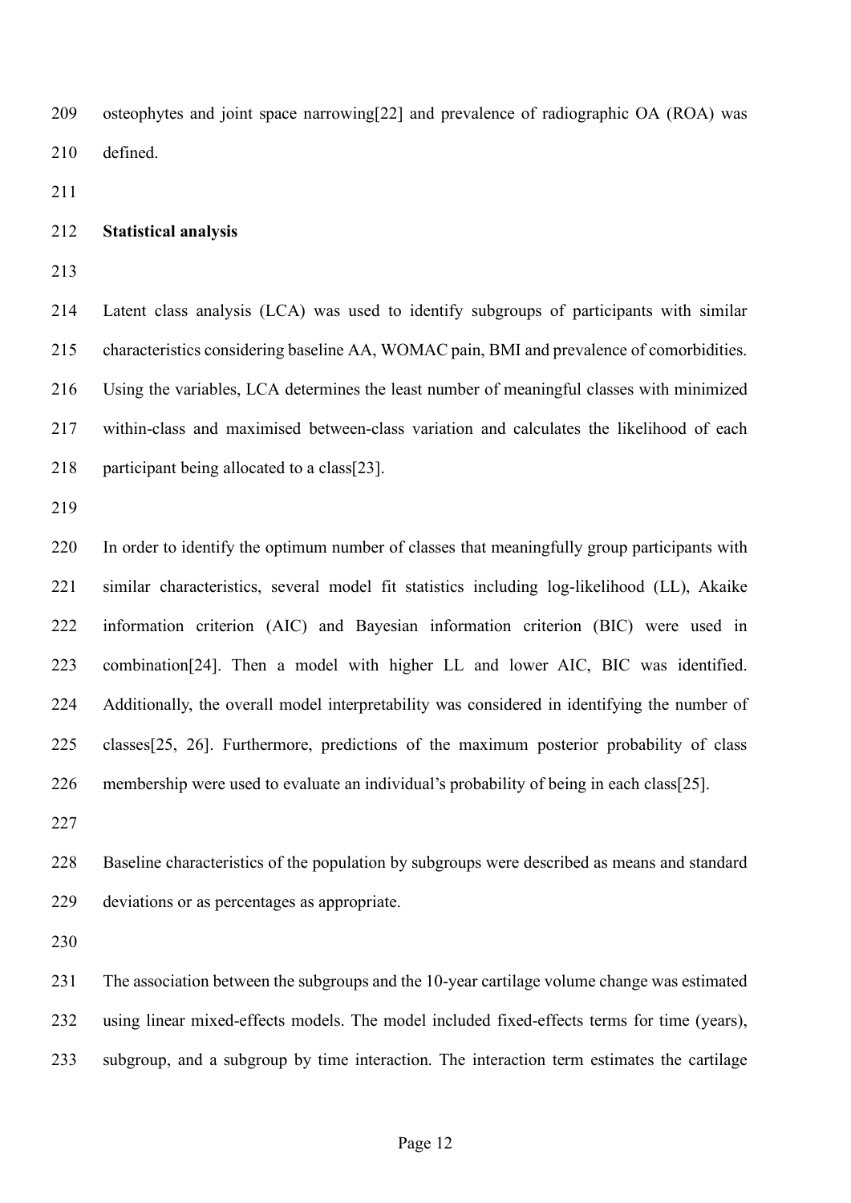osteophytes and joint space narrowing[22] and prevalence of radiographic OA (ROA) was defined.

## Statistical analysis

Latent class analysis (LCA) was used to identify subgroups of participants with similar characteristics considering baseline AA, WOMAC pain, BMI and prevalence of comorbidities. Using the variables, LCA determines the least number of meaningful classes with minimized within-class and maximised between-class variation and calculates the likelihood of each participant being allocated to a class[23].

In order to identify the optimum number of classes that meaningfully group participants with similar characteristics, several model fit statistics including log-likelihood (LL), Akaike information criterion (AIC) and Bayesian information criterion (BIC) were used in combination[24]. Then a model with higher LL and lower AIC, BIC was identified. Additionally, the overall model interpretability was considered in identifying the number of classes[25, 26]. Furthermore, predictions of the maximum posterior probability of class membership were used to evaluate an individual's probability of being in each class[25].

Baseline characteristics of the population by subgroups were described as means and standard deviations or as percentages as appropriate.

The association between the subgroups and the 10-year cartilage volume change was estimated using linear mixed-effects models. The model included fixed-effects terms for time (years), subgroup, and a subgroup by time interaction. The interaction term estimates the cartilage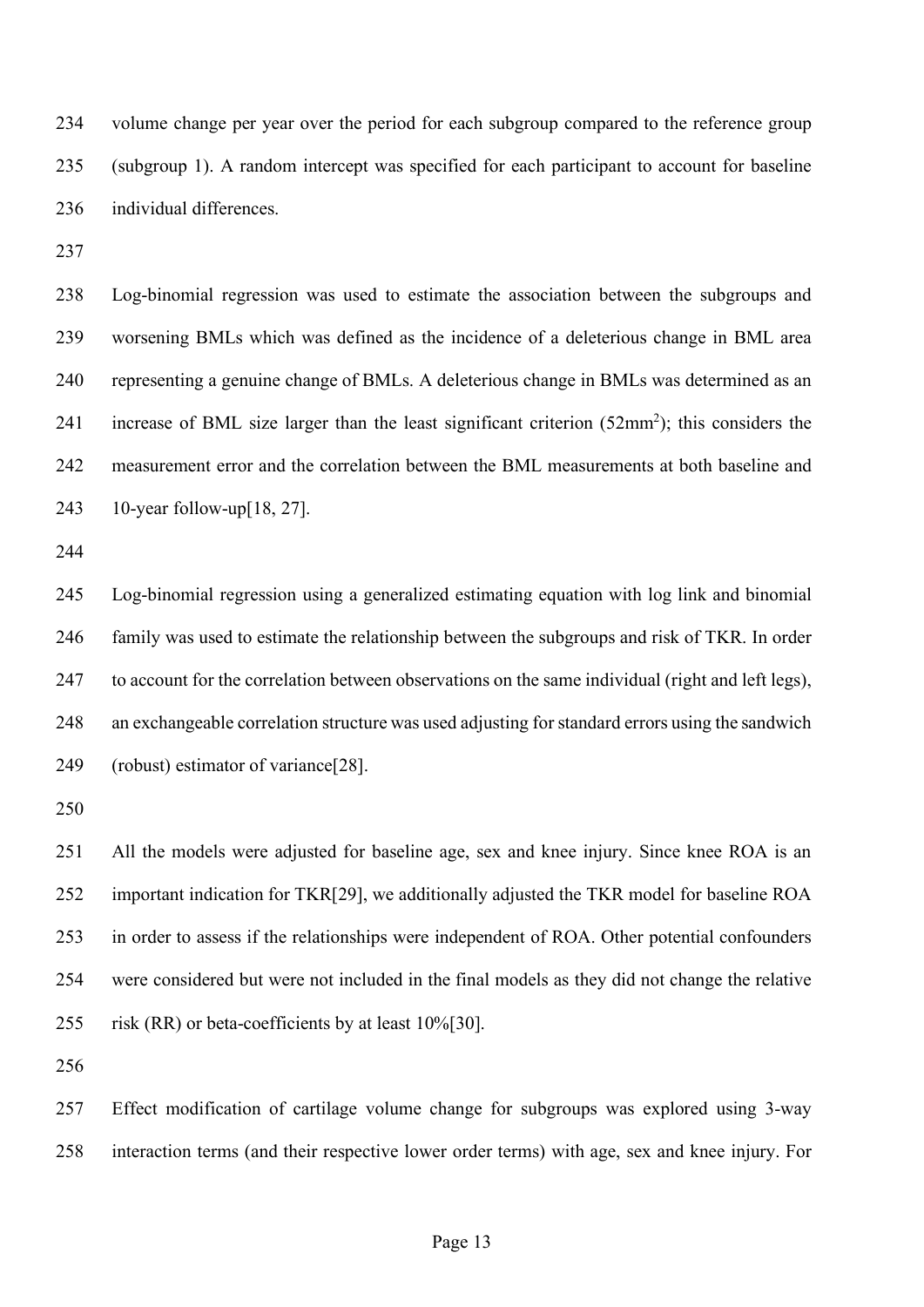volume change per year over the period for each subgroup compared to the reference group (subgroup 1). A random intercept was specified for each participant to account for baseline individual differences.

Log-binomial regression was used to estimate the association between the subgroups and worsening BMLs which was defined as the incidence of a deleterious change in BML area representing a genuine change of BMLs. A deleterious change in BMLs was determined as an increase of BML size larger than the least significant criterion (52mm$^2$); this considers the measurement error and the correlation between the BML measurements at both baseline and 10-year follow-up[18, 27].

Log-binomial regression using a generalized estimating equation with log link and binomial family was used to estimate the relationship between the subgroups and risk of TKR. In order to account for the correlation between observations on the same individual (right and left legs), an exchangeable correlation structure was used adjusting for standard errors using the sandwich (robust) estimator of variance[28].

All the models were adjusted for baseline age, sex and knee injury. Since knee ROA is an important indication for TKR[29], we additionally adjusted the TKR model for baseline ROA in order to assess if the relationships were independent of ROA. Other potential confounders were considered but were not included in the final models as they did not change the relative risk (RR) or beta-coefficients by at least 10%[30].

Effect modification of cartilage volume change for subgroups was explored using 3-way interaction terms (and their respective lower order terms) with age, sex and knee injury. For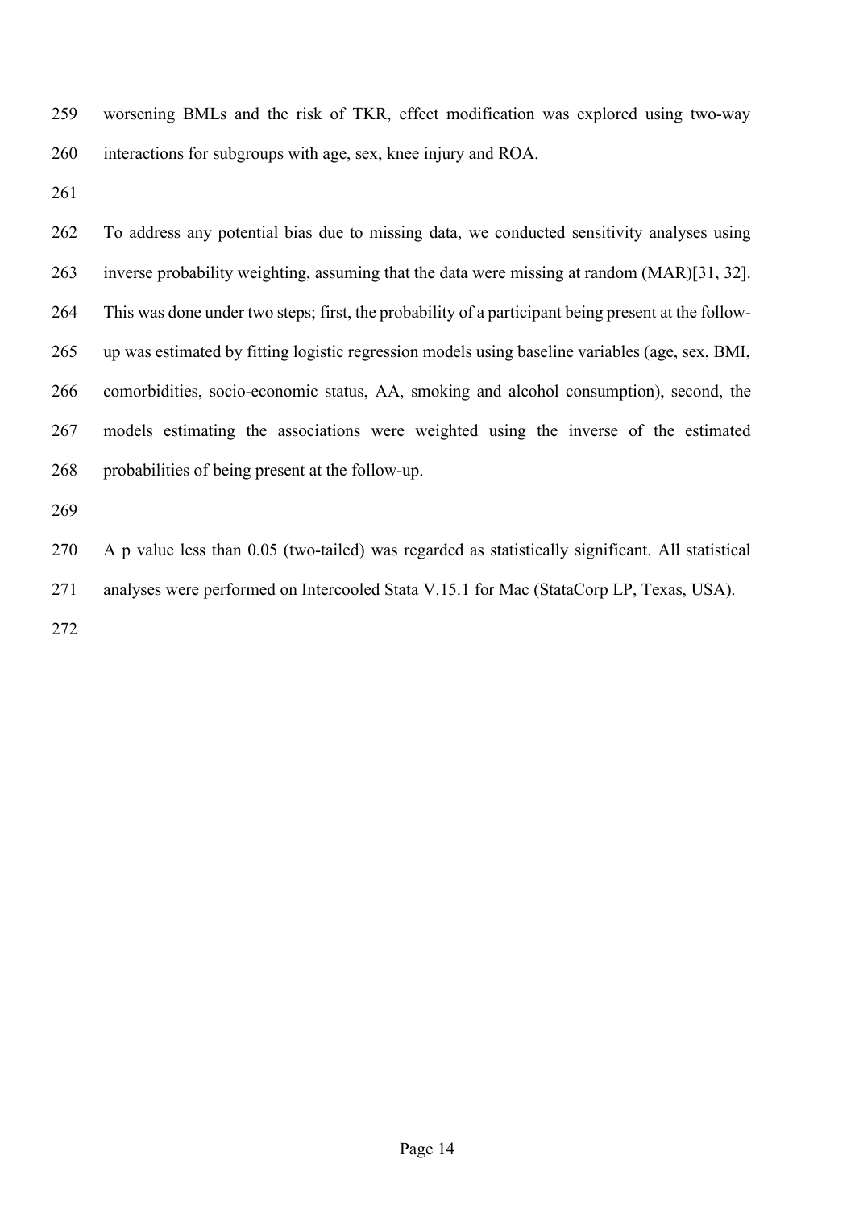worsening BMLs and the risk of TKR, effect modification was explored using two-way interactions for subgroups with age, sex, knee injury and ROA.

To address any potential bias due to missing data, we conducted sensitivity analyses using inverse probability weighting, assuming that the data were missing at random (MAR)[31, 32]. This was done under two steps; first, the probability of a participant being present at the follow-up was estimated by fitting logistic regression models using baseline variables (age, sex, BMI, comorbidities, socio-economic status, AA, smoking and alcohol consumption), second, the models estimating the associations were weighted using the inverse of the estimated probabilities of being present at the follow-up.

A p value less than 0.05 (two-tailed) was regarded as statistically significant. All statistical analyses were performed on Intercooled Stata V.15.1 for Mac (StataCorp LP, Texas, USA).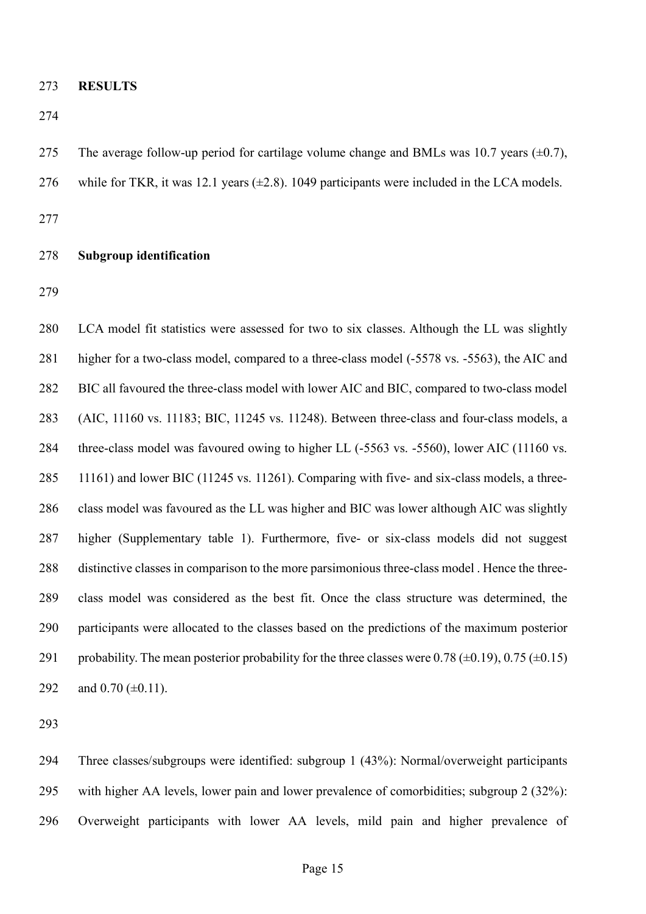## RESULTS

The average follow-up period for cartilage volume change and BMLs was 10.7 years (±0.7), while for TKR, it was 12.1 years (±2.8). 1049 participants were included in the LCA models.

### Subgroup identification

LCA model fit statistics were assessed for two to six classes. Although the LL was slightly higher for a two-class model, compared to a three-class model (-5578 vs. -5563), the AIC and BIC all favoured the three-class model with lower AIC and BIC, compared to two-class model (AIC, 11160 vs. 11183; BIC, 11245 vs. 11248). Between three-class and four-class models, a three-class model was favoured owing to higher LL (-5563 vs. -5560), lower AIC (11160 vs. 11161) and lower BIC (11245 vs. 11261). Comparing with five- and six-class models, a three-class model was favoured as the LL was higher and BIC was lower although AIC was slightly higher (Supplementary table 1). Furthermore, five- or six-class models did not suggest distinctive classes in comparison to the more parsimonious three-class model . Hence the three-class model was considered as the best fit. Once the class structure was determined, the participants were allocated to the classes based on the predictions of the maximum posterior probability. The mean posterior probability for the three classes were 0.78 (±0.19), 0.75 (±0.15) and 0.70 (±0.11).

Three classes/subgroups were identified: subgroup 1 (43%): Normal/overweight participants with higher AA levels, lower pain and lower prevalence of comorbidities; subgroup 2 (32%): Overweight participants with lower AA levels, mild pain and higher prevalence of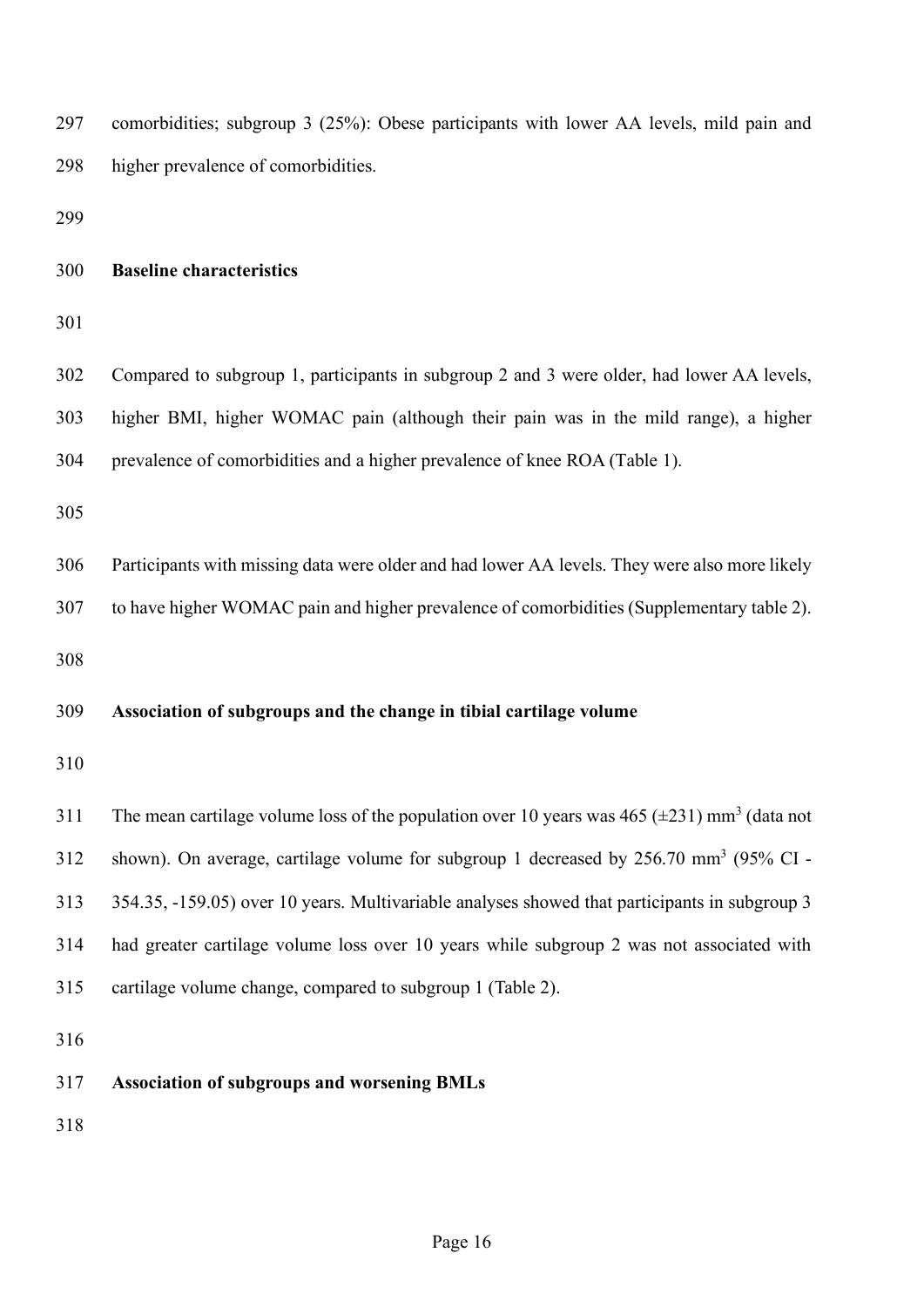comorbidities; subgroup 3 (25%): Obese participants with lower AA levels, mild pain and higher prevalence of comorbidities.

### Baseline characteristics

Compared to subgroup 1, participants in subgroup 2 and 3 were older, had lower AA levels, higher BMI, higher WOMAC pain (although their pain was in the mild range), a higher prevalence of comorbidities and a higher prevalence of knee ROA (Table 1).

Participants with missing data were older and had lower AA levels. They were also more likely to have higher WOMAC pain and higher prevalence of comorbidities (Supplementary table 2).

### Association of subgroups and the change in tibial cartilage volume

The mean cartilage volume loss of the population over 10 years was 465 (±231) mm$^3$ (data not shown). On average, cartilage volume for subgroup 1 decreased by 256.70 mm$^3$ (95% CI -354.35, -159.05) over 10 years. Multivariable analyses showed that participants in subgroup 3 had greater cartilage volume loss over 10 years while subgroup 2 was not associated with cartilage volume change, compared to subgroup 1 (Table 2).

### Association of subgroups and worsening BMLs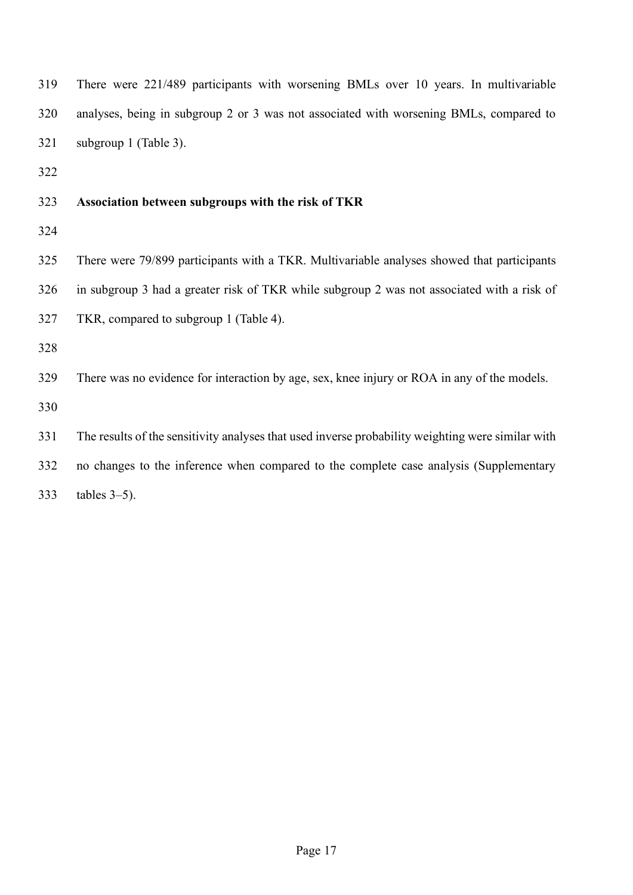There were 221/489 participants with worsening BMLs over 10 years. In multivariable analyses, being in subgroup 2 or 3 was not associated with worsening BMLs, compared to subgroup 1 (Table 3).

**Association between subgroups with the risk of TKR**

There were 79/899 participants with a TKR. Multivariable analyses showed that participants in subgroup 3 had a greater risk of TKR while subgroup 2 was not associated with a risk of TKR, compared to subgroup 1 (Table 4).

There was no evidence for interaction by age, sex, knee injury or ROA in any of the models.

The results of the sensitivity analyses that used inverse probability weighting were similar with no changes to the inference when compared to the complete case analysis (Supplementary tables 3–5).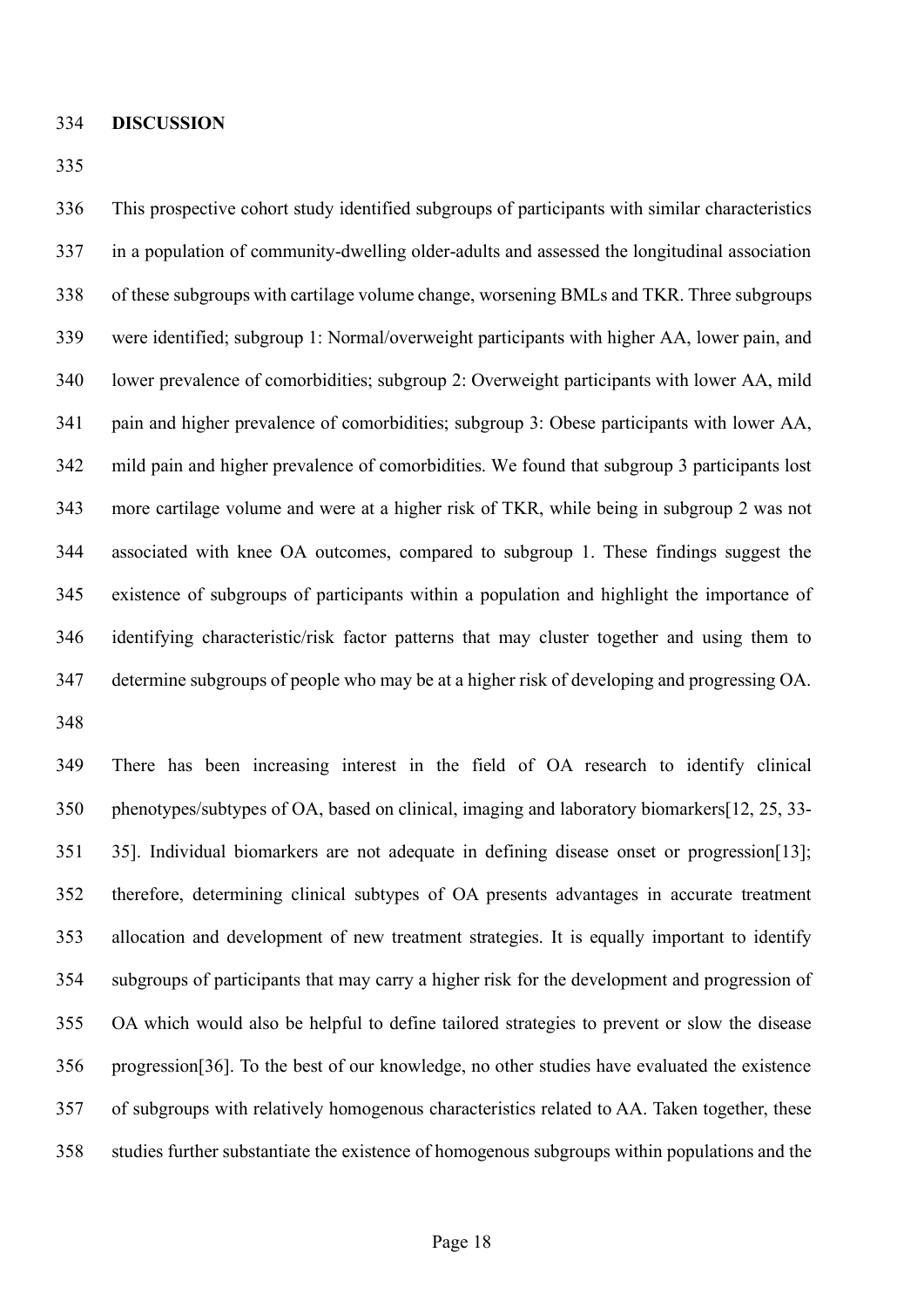## DISCUSSION

This prospective cohort study identified subgroups of participants with similar characteristics in a population of community-dwelling older-adults and assessed the longitudinal association of these subgroups with cartilage volume change, worsening BMLs and TKR. Three subgroups were identified; subgroup 1: Normal/overweight participants with higher AA, lower pain, and lower prevalence of comorbidities; subgroup 2: Overweight participants with lower AA, mild pain and higher prevalence of comorbidities; subgroup 3: Obese participants with lower AA, mild pain and higher prevalence of comorbidities. We found that subgroup 3 participants lost more cartilage volume and were at a higher risk of TKR, while being in subgroup 2 was not associated with knee OA outcomes, compared to subgroup 1. These findings suggest the existence of subgroups of participants within a population and highlight the importance of identifying characteristic/risk factor patterns that may cluster together and using them to determine subgroups of people who may be at a higher risk of developing and progressing OA.

There has been increasing interest in the field of OA research to identify clinical phenotypes/subtypes of OA, based on clinical, imaging and laboratory biomarkers[12, 25, 33-35]. Individual biomarkers are not adequate in defining disease onset or progression[13]; therefore, determining clinical subtypes of OA presents advantages in accurate treatment allocation and development of new treatment strategies. It is equally important to identify subgroups of participants that may carry a higher risk for the development and progression of OA which would also be helpful to define tailored strategies to prevent or slow the disease progression[36]. To the best of our knowledge, no other studies have evaluated the existence of subgroups with relatively homogenous characteristics related to AA. Taken together, these studies further substantiate the existence of homogenous subgroups within populations and the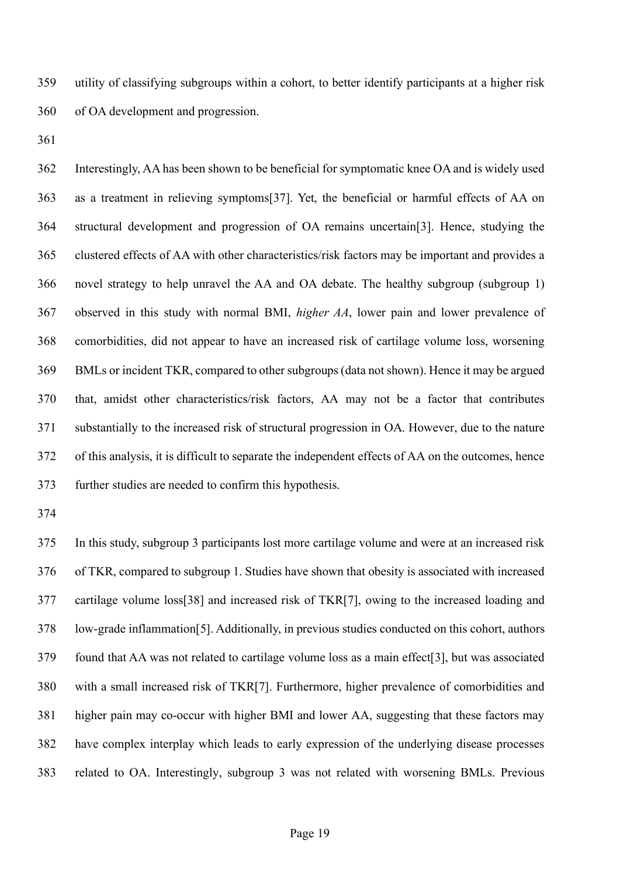utility of classifying subgroups within a cohort, to better identify participants at a higher risk of OA development and progression.

Interestingly, AA has been shown to be beneficial for symptomatic knee OA and is widely used as a treatment in relieving symptoms[37]. Yet, the beneficial or harmful effects of AA on structural development and progression of OA remains uncertain[3]. Hence, studying the clustered effects of AA with other characteristics/risk factors may be important and provides a novel strategy to help unravel the AA and OA debate. The healthy subgroup (subgroup 1) observed in this study with normal BMI, *higher AA*, lower pain and lower prevalence of comorbidities, did not appear to have an increased risk of cartilage volume loss, worsening BMLs or incident TKR, compared to other subgroups (data not shown). Hence it may be argued that, amidst other characteristics/risk factors, AA may not be a factor that contributes substantially to the increased risk of structural progression in OA. However, due to the nature of this analysis, it is difficult to separate the independent effects of AA on the outcomes, hence further studies are needed to confirm this hypothesis.

In this study, subgroup 3 participants lost more cartilage volume and were at an increased risk of TKR, compared to subgroup 1. Studies have shown that obesity is associated with increased cartilage volume loss[38] and increased risk of TKR[7], owing to the increased loading and low-grade inflammation[5]. Additionally, in previous studies conducted on this cohort, authors found that AA was not related to cartilage volume loss as a main effect[3], but was associated with a small increased risk of TKR[7]. Furthermore, higher prevalence of comorbidities and higher pain may co-occur with higher BMI and lower AA, suggesting that these factors may have complex interplay which leads to early expression of the underlying disease processes related to OA. Interestingly, subgroup 3 was not related with worsening BMLs. Previous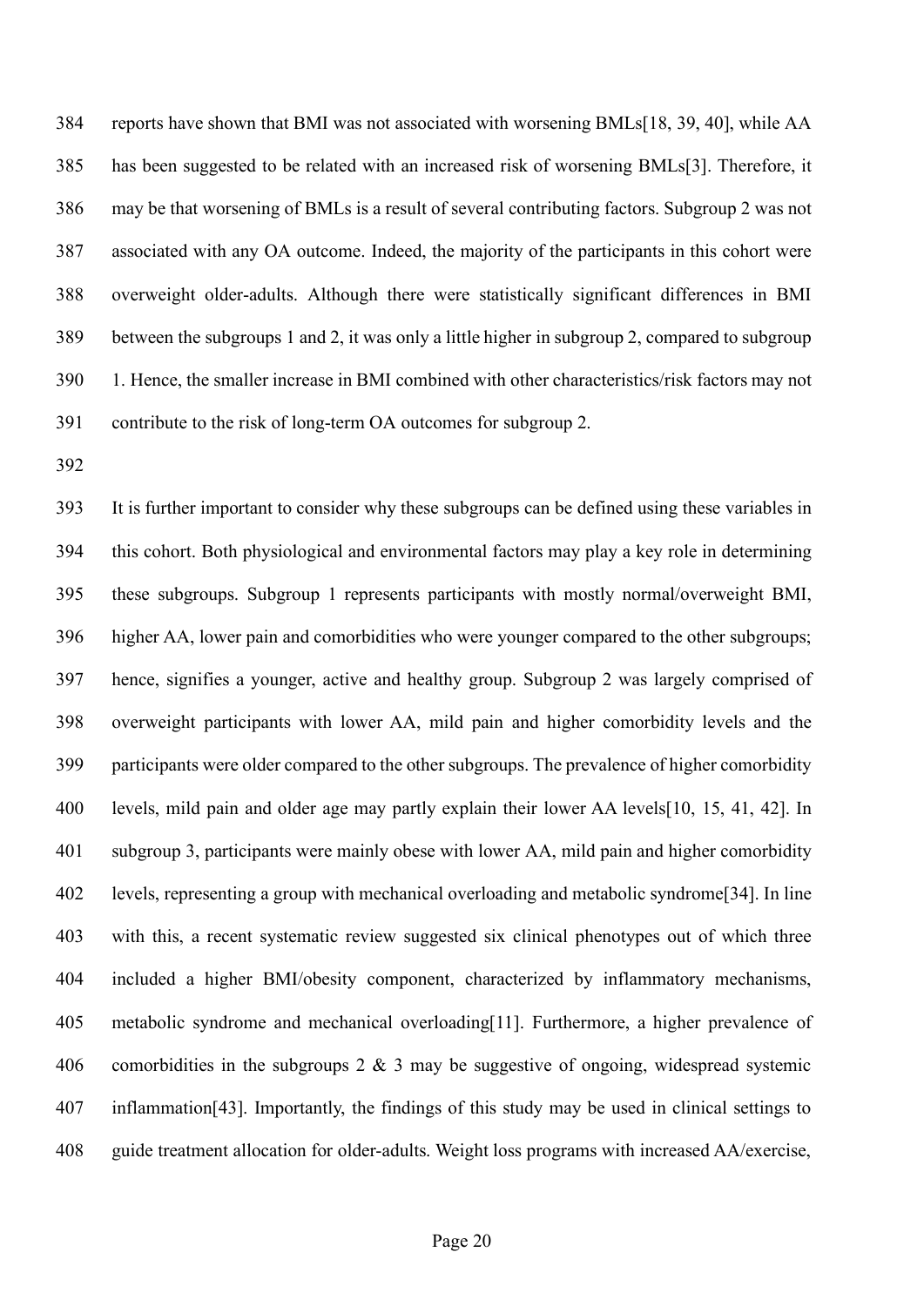reports have shown that BMI was not associated with worsening BMLs[18, 39, 40], while AA has been suggested to be related with an increased risk of worsening BMLs[3]. Therefore, it may be that worsening of BMLs is a result of several contributing factors. Subgroup 2 was not associated with any OA outcome. Indeed, the majority of the participants in this cohort were overweight older-adults. Although there were statistically significant differences in BMI between the subgroups 1 and 2, it was only a little higher in subgroup 2, compared to subgroup 1. Hence, the smaller increase in BMI combined with other characteristics/risk factors may not contribute to the risk of long-term OA outcomes for subgroup 2.

It is further important to consider why these subgroups can be defined using these variables in this cohort. Both physiological and environmental factors may play a key role in determining these subgroups. Subgroup 1 represents participants with mostly normal/overweight BMI, higher AA, lower pain and comorbidities who were younger compared to the other subgroups; hence, signifies a younger, active and healthy group. Subgroup 2 was largely comprised of overweight participants with lower AA, mild pain and higher comorbidity levels and the participants were older compared to the other subgroups. The prevalence of higher comorbidity levels, mild pain and older age may partly explain their lower AA levels[10, 15, 41, 42]. In subgroup 3, participants were mainly obese with lower AA, mild pain and higher comorbidity levels, representing a group with mechanical overloading and metabolic syndrome[34]. In line with this, a recent systematic review suggested six clinical phenotypes out of which three included a higher BMI/obesity component, characterized by inflammatory mechanisms, metabolic syndrome and mechanical overloading[11]. Furthermore, a higher prevalence of comorbidities in the subgroups 2 & 3 may be suggestive of ongoing, widespread systemic inflammation[43]. Importantly, the findings of this study may be used in clinical settings to guide treatment allocation for older-adults. Weight loss programs with increased AA/exercise,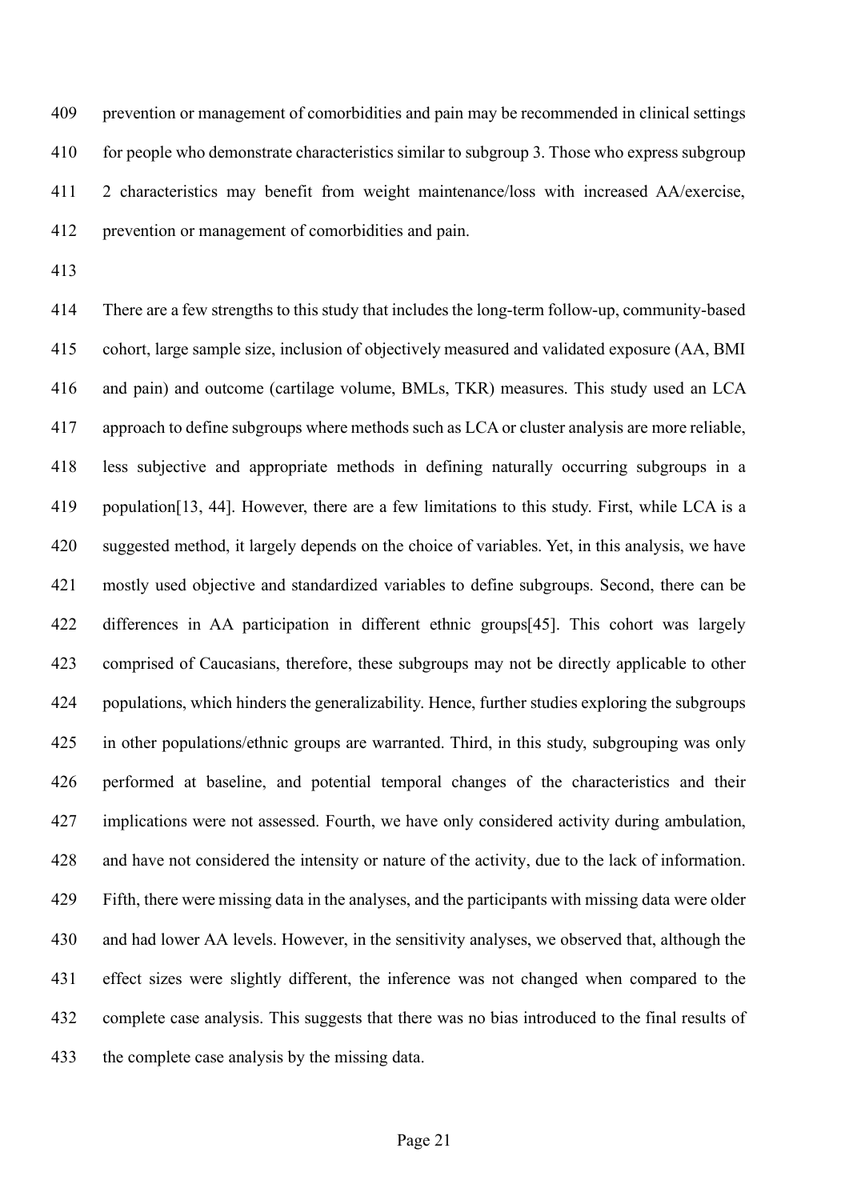prevention or management of comorbidities and pain may be recommended in clinical settings for people who demonstrate characteristics similar to subgroup 3. Those who express subgroup 2 characteristics may benefit from weight maintenance/loss with increased AA/exercise, prevention or management of comorbidities and pain.

There are a few strengths to this study that includes the long-term follow-up, community-based cohort, large sample size, inclusion of objectively measured and validated exposure (AA, BMI and pain) and outcome (cartilage volume, BMLs, TKR) measures. This study used an LCA approach to define subgroups where methods such as LCA or cluster analysis are more reliable, less subjective and appropriate methods in defining naturally occurring subgroups in a population[13, 44]. However, there are a few limitations to this study. First, while LCA is a suggested method, it largely depends on the choice of variables. Yet, in this analysis, we have mostly used objective and standardized variables to define subgroups. Second, there can be differences in AA participation in different ethnic groups[45]. This cohort was largely comprised of Caucasians, therefore, these subgroups may not be directly applicable to other populations, which hinders the generalizability. Hence, further studies exploring the subgroups in other populations/ethnic groups are warranted. Third, in this study, subgrouping was only performed at baseline, and potential temporal changes of the characteristics and their implications were not assessed. Fourth, we have only considered activity during ambulation, and have not considered the intensity or nature of the activity, due to the lack of information. Fifth, there were missing data in the analyses, and the participants with missing data were older and had lower AA levels. However, in the sensitivity analyses, we observed that, although the effect sizes were slightly different, the inference was not changed when compared to the complete case analysis. This suggests that there was no bias introduced to the final results of the complete case analysis by the missing data.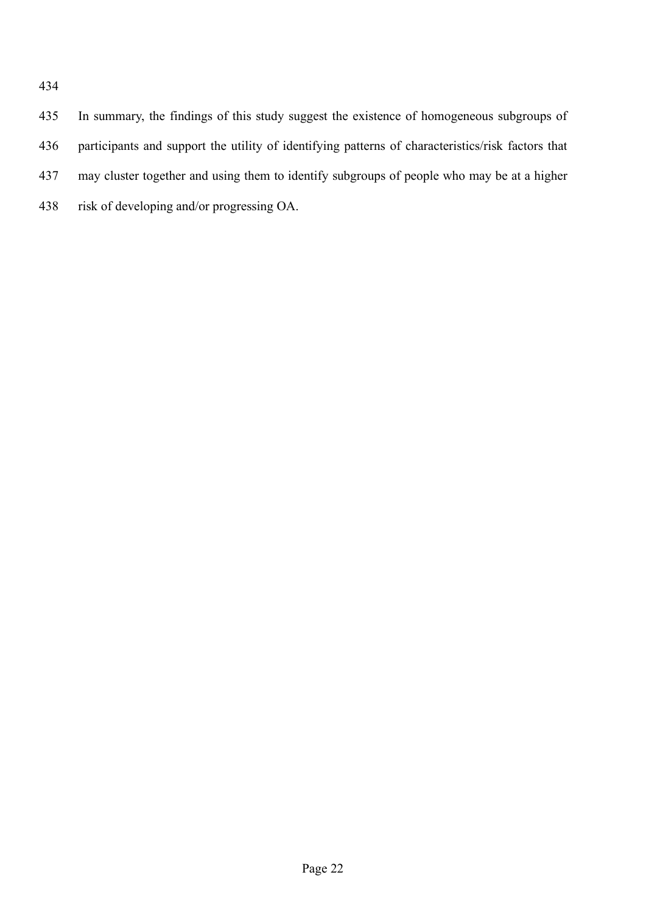In summary, the findings of this study suggest the existence of homogeneous subgroups of participants and support the utility of identifying patterns of characteristics/risk factors that may cluster together and using them to identify subgroups of people who may be at a higher risk of developing and/or progressing OA.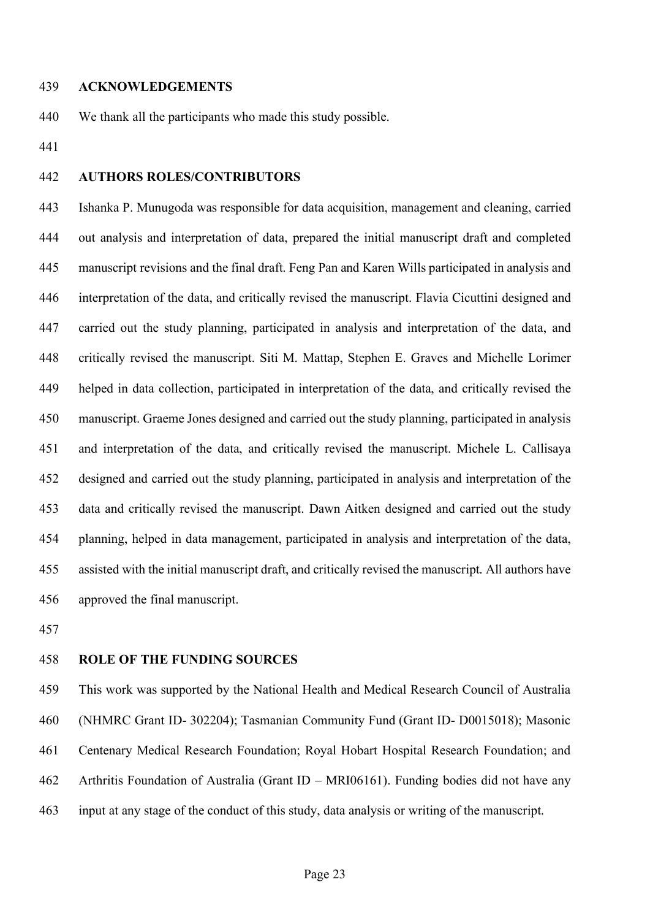## ACKNOWLEDGEMENTS

We thank all the participants who made this study possible.

## AUTHORS ROLES/CONTRIBUTORS

Ishanka P. Munugoda was responsible for data acquisition, management and cleaning, carried out analysis and interpretation of data, prepared the initial manuscript draft and completed manuscript revisions and the final draft. Feng Pan and Karen Wills participated in analysis and interpretation of the data, and critically revised the manuscript. Flavia Cicuttini designed and carried out the study planning, participated in analysis and interpretation of the data, and critically revised the manuscript. Siti M. Mattap, Stephen E. Graves and Michelle Lorimer helped in data collection, participated in interpretation of the data, and critically revised the manuscript. Graeme Jones designed and carried out the study planning, participated in analysis and interpretation of the data, and critically revised the manuscript. Michele L. Callisaya designed and carried out the study planning, participated in analysis and interpretation of the data and critically revised the manuscript. Dawn Aitken designed and carried out the study planning, helped in data management, participated in analysis and interpretation of the data, assisted with the initial manuscript draft, and critically revised the manuscript. All authors have approved the final manuscript.

## ROLE OF THE FUNDING SOURCES

This work was supported by the National Health and Medical Research Council of Australia (NHMRC Grant ID- 302204); Tasmanian Community Fund (Grant ID- D0015018); Masonic Centenary Medical Research Foundation; Royal Hobart Hospital Research Foundation; and Arthritis Foundation of Australia (Grant ID – MRI06161). Funding bodies did not have any input at any stage of the conduct of this study, data analysis or writing of the manuscript.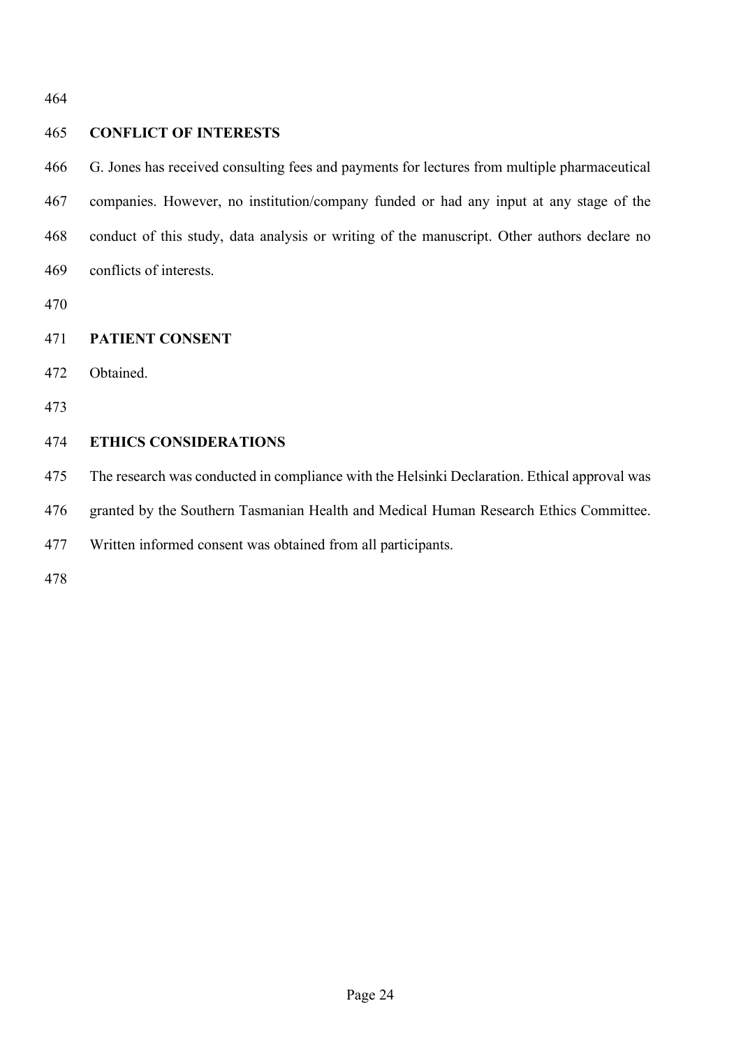## CONFLICT OF INTERESTS

G. Jones has received consulting fees and payments for lectures from multiple pharmaceutical companies. However, no institution/company funded or had any input at any stage of the conduct of this study, data analysis or writing of the manuscript. Other authors declare no conflicts of interests.

## PATIENT CONSENT

Obtained.

## ETHICS CONSIDERATIONS

The research was conducted in compliance with the Helsinki Declaration. Ethical approval was granted by the Southern Tasmanian Health and Medical Human Research Ethics Committee. Written informed consent was obtained from all participants.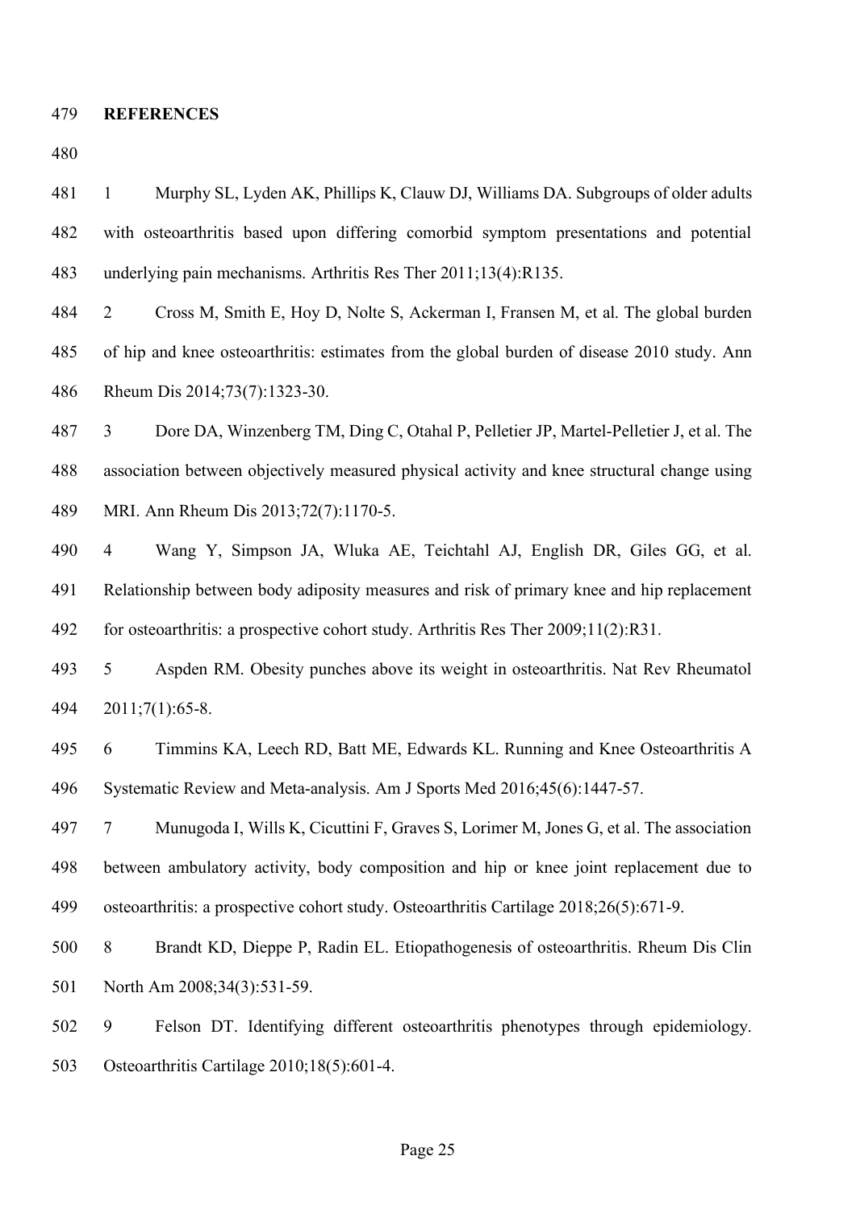**REFERENCES**

1. Murphy SL, Lyden AK, Phillips K, Clauw DJ, Williams DA. Subgroups of older adults with osteoarthritis based upon differing comorbid symptom presentations and potential underlying pain mechanisms. Arthritis Res Ther 2011;13(4):R135.
2. Cross M, Smith E, Hoy D, Nolte S, Ackerman I, Fransen M, et al. The global burden of hip and knee osteoarthritis: estimates from the global burden of disease 2010 study. Ann Rheum Dis 2014;73(7):1323-30.
3. Dore DA, Winzenberg TM, Ding C, Otahal P, Pelletier JP, Martel-Pelletier J, et al. The association between objectively measured physical activity and knee structural change using MRI. Ann Rheum Dis 2013;72(7):1170-5.
4. Wang Y, Simpson JA, Wluka AE, Teichtahl AJ, English DR, Giles GG, et al. Relationship between body adiposity measures and risk of primary knee and hip replacement for osteoarthritis: a prospective cohort study. Arthritis Res Ther 2009;11(2):R31.
5. Aspden RM. Obesity punches above its weight in osteoarthritis. Nat Rev Rheumatol 2011;7(1):65-8.
6. Timmins KA, Leech RD, Batt ME, Edwards KL. Running and Knee Osteoarthritis A Systematic Review and Meta-analysis. Am J Sports Med 2016;45(6):1447-57.
7. Munugoda I, Wills K, Cicuttini F, Graves S, Lorimer M, Jones G, et al. The association between ambulatory activity, body composition and hip or knee joint replacement due to osteoarthritis: a prospective cohort study. Osteoarthritis Cartilage 2018;26(5):671-9.
8. Brandt KD, Dieppe P, Radin EL. Etiopathogenesis of osteoarthritis. Rheum Dis Clin North Am 2008;34(3):531-59.
9. Felson DT. Identifying different osteoarthritis phenotypes through epidemiology. Osteoarthritis Cartilage 2010;18(5):601-4.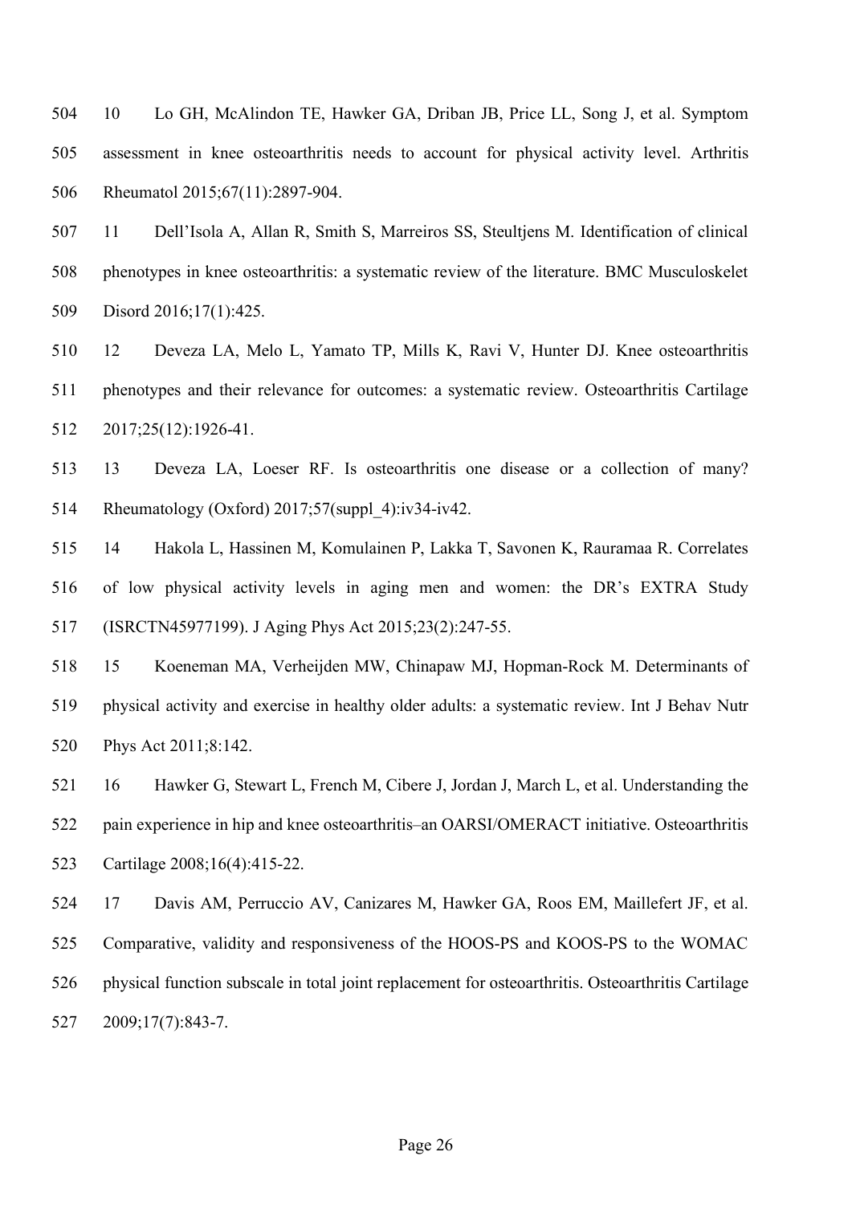10 Lo GH, McAlindon TE, Hawker GA, Driban JB, Price LL, Song J, et al. Symptom assessment in knee osteoarthritis needs to account for physical activity level. Arthritis Rheumatol 2015;67(11):2897-904.

11 Dell'Isola A, Allan R, Smith S, Marreiros SS, Steultjens M. Identification of clinical phenotypes in knee osteoarthritis: a systematic review of the literature. BMC Musculoskelet Disord 2016;17(1):425.

12 Deveza LA, Melo L, Yamato TP, Mills K, Ravi V, Hunter DJ. Knee osteoarthritis phenotypes and their relevance for outcomes: a systematic review. Osteoarthritis Cartilage 2017;25(12):1926-41.

13 Deveza LA, Loeser RF. Is osteoarthritis one disease or a collection of many? Rheumatology (Oxford) 2017;57(suppl_4):iv34-iv42.

14 Hakola L, Hassinen M, Komulainen P, Lakka T, Savonen K, Rauramaa R. Correlates of low physical activity levels in aging men and women: the DR's EXTRA Study (ISRCTN45977199). J Aging Phys Act 2015;23(2):247-55.

15 Koeneman MA, Verheijden MW, Chinapaw MJ, Hopman-Rock M. Determinants of physical activity and exercise in healthy older adults: a systematic review. Int J Behav Nutr Phys Act 2011;8:142.

16 Hawker G, Stewart L, French M, Cibere J, Jordan J, March L, et al. Understanding the pain experience in hip and knee osteoarthritis–an OARSI/OMERACT initiative. Osteoarthritis Cartilage 2008;16(4):415-22.

17 Davis AM, Perruccio AV, Canizares M, Hawker GA, Roos EM, Maillefert JF, et al. Comparative, validity and responsiveness of the HOOS-PS and KOOS-PS to the WOMAC physical function subscale in total joint replacement for osteoarthritis. Osteoarthritis Cartilage 2009;17(7):843-7.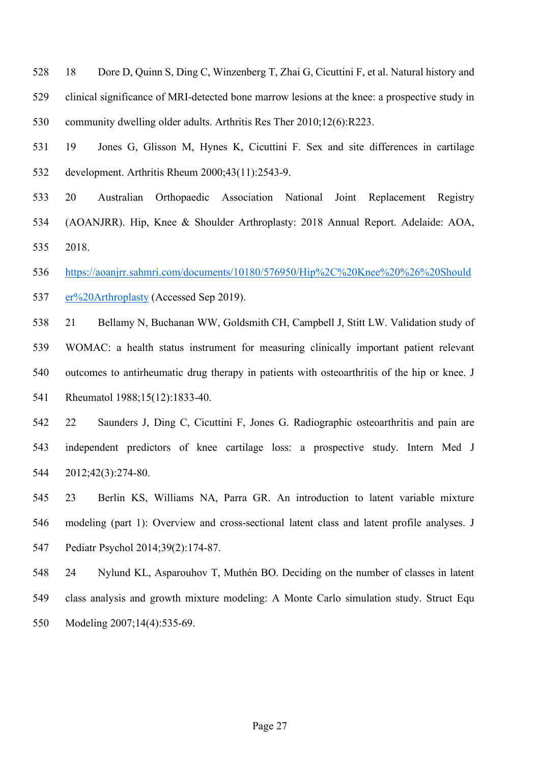18 Dore D, Quinn S, Ding C, Winzenberg T, Zhai G, Cicuttini F, et al. Natural history and clinical significance of MRI-detected bone marrow lesions at the knee: a prospective study in community dwelling older adults. Arthritis Res Ther 2010;12(6):R223.

19 Jones G, Glisson M, Hynes K, Cicuttini F. Sex and site differences in cartilage development. Arthritis Rheum 2000;43(11):2543-9.

20 Australian Orthopaedic Association National Joint Replacement Registry (AOANJRR). Hip, Knee & Shoulder Arthroplasty: 2018 Annual Report. Adelaide: AOA, 2018. https://aoanjrr.sahmri.com/documents/10180/576950/Hip%2C%20Knee%20%26%20Shoulder%20Arthroplasty (Accessed Sep 2019).

21 Bellamy N, Buchanan WW, Goldsmith CH, Campbell J, Stitt LW. Validation study of WOMAC: a health status instrument for measuring clinically important patient relevant outcomes to antirheumatic drug therapy in patients with osteoarthritis of the hip or knee. J Rheumatol 1988;15(12):1833-40.

22 Saunders J, Ding C, Cicuttini F, Jones G. Radiographic osteoarthritis and pain are independent predictors of knee cartilage loss: a prospective study. Intern Med J 2012;42(3):274-80.

23 Berlin KS, Williams NA, Parra GR. An introduction to latent variable mixture modeling (part 1): Overview and cross-sectional latent class and latent profile analyses. J Pediatr Psychol 2014;39(2):174-87.

24 Nylund KL, Asparouhov T, Muthén BO. Deciding on the number of classes in latent class analysis and growth mixture modeling: A Monte Carlo simulation study. Struct Equ Modeling 2007;14(4):535-69.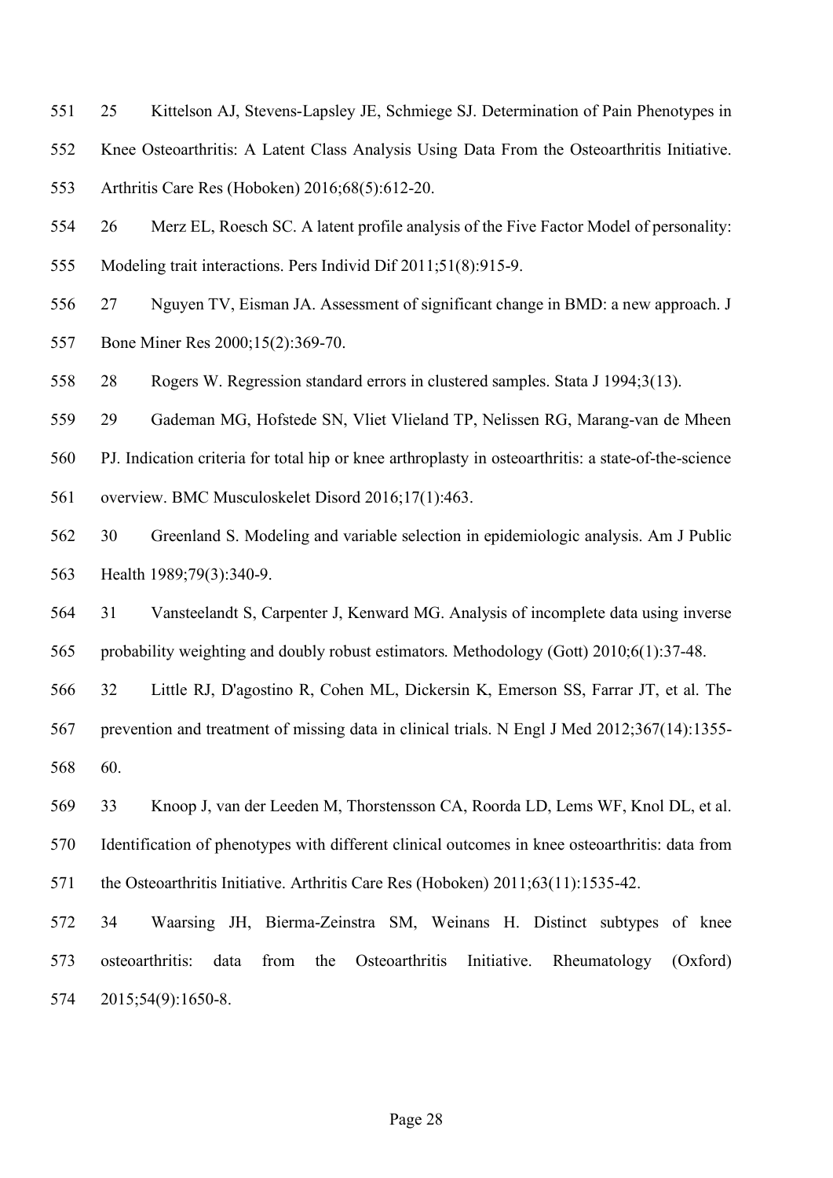25 Kittelson AJ, Stevens-Lapsley JE, Schmiege SJ. Determination of Pain Phenotypes in Knee Osteoarthritis: A Latent Class Analysis Using Data From the Osteoarthritis Initiative. Arthritis Care Res (Hoboken) 2016;68(5):612-20.

26 Merz EL, Roesch SC. A latent profile analysis of the Five Factor Model of personality: Modeling trait interactions. Pers Individ Dif 2011;51(8):915-9.

27 Nguyen TV, Eisman JA. Assessment of significant change in BMD: a new approach. J Bone Miner Res 2000;15(2):369-70.

28 Rogers W. Regression standard errors in clustered samples. Stata J 1994;3(13).

29 Gademan MG, Hofstede SN, Vliet Vlieland TP, Nelissen RG, Marang-van de Mheen PJ. Indication criteria for total hip or knee arthroplasty in osteoarthritis: a state-of-the-science overview. BMC Musculoskelet Disord 2016;17(1):463.

30 Greenland S. Modeling and variable selection in epidemiologic analysis. Am J Public Health 1989;79(3):340-9.

31 Vansteelandt S, Carpenter J, Kenward MG. Analysis of incomplete data using inverse probability weighting and doubly robust estimators. Methodology (Gott) 2010;6(1):37-48.

32 Little RJ, D'agostino R, Cohen ML, Dickersin K, Emerson SS, Farrar JT, et al. The prevention and treatment of missing data in clinical trials. N Engl J Med 2012;367(14):1355-60.

33 Knoop J, van der Leeden M, Thorstensson CA, Roorda LD, Lems WF, Knol DL, et al. Identification of phenotypes with different clinical outcomes in knee osteoarthritis: data from the Osteoarthritis Initiative. Arthritis Care Res (Hoboken) 2011;63(11):1535-42.

34 Waarsing JH, Bierma-Zeinstra SM, Weinans H. Distinct subtypes of knee osteoarthritis: data from the Osteoarthritis Initiative. Rheumatology (Oxford) 2015;54(9):1650-8.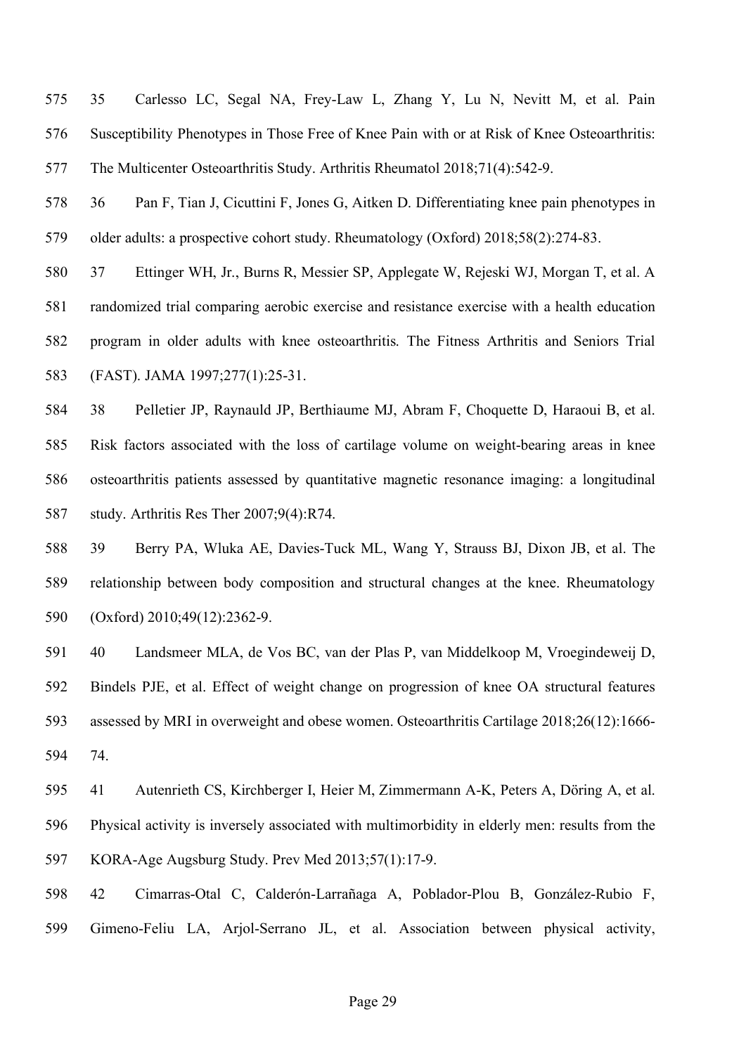35 Carlesso LC, Segal NA, Frey-Law L, Zhang Y, Lu N, Nevitt M, et al. Pain Susceptibility Phenotypes in Those Free of Knee Pain with or at Risk of Knee Osteoarthritis: The Multicenter Osteoarthritis Study. Arthritis Rheumatol 2018;71(4):542-9.

36 Pan F, Tian J, Cicuttini F, Jones G, Aitken D. Differentiating knee pain phenotypes in older adults: a prospective cohort study. Rheumatology (Oxford) 2018;58(2):274-83.

37 Ettinger WH, Jr., Burns R, Messier SP, Applegate W, Rejeski WJ, Morgan T, et al. A randomized trial comparing aerobic exercise and resistance exercise with a health education program in older adults with knee osteoarthritis. The Fitness Arthritis and Seniors Trial (FAST). JAMA 1997;277(1):25-31.

38 Pelletier JP, Raynauld JP, Berthiaume MJ, Abram F, Choquette D, Haraoui B, et al. Risk factors associated with the loss of cartilage volume on weight-bearing areas in knee osteoarthritis patients assessed by quantitative magnetic resonance imaging: a longitudinal study. Arthritis Res Ther 2007;9(4):R74.

39 Berry PA, Wluka AE, Davies-Tuck ML, Wang Y, Strauss BJ, Dixon JB, et al. The relationship between body composition and structural changes at the knee. Rheumatology (Oxford) 2010;49(12):2362-9.

40 Landsmeer MLA, de Vos BC, van der Plas P, van Middelkoop M, Vroegindeweij D, Bindels PJE, et al. Effect of weight change on progression of knee OA structural features assessed by MRI in overweight and obese women. Osteoarthritis Cartilage 2018;26(12):1666-74.

41 Autenrieth CS, Kirchberger I, Heier M, Zimmermann A-K, Peters A, Döring A, et al. Physical activity is inversely associated with multimorbidity in elderly men: results from the KORA-Age Augsburg Study. Prev Med 2013;57(1):17-9.

42 Cimarras-Otal C, Calderón-Larrañaga A, Poblador-Plou B, González-Rubio F, Gimeno-Feliu LA, Arjol-Serrano JL, et al. Association between physical activity,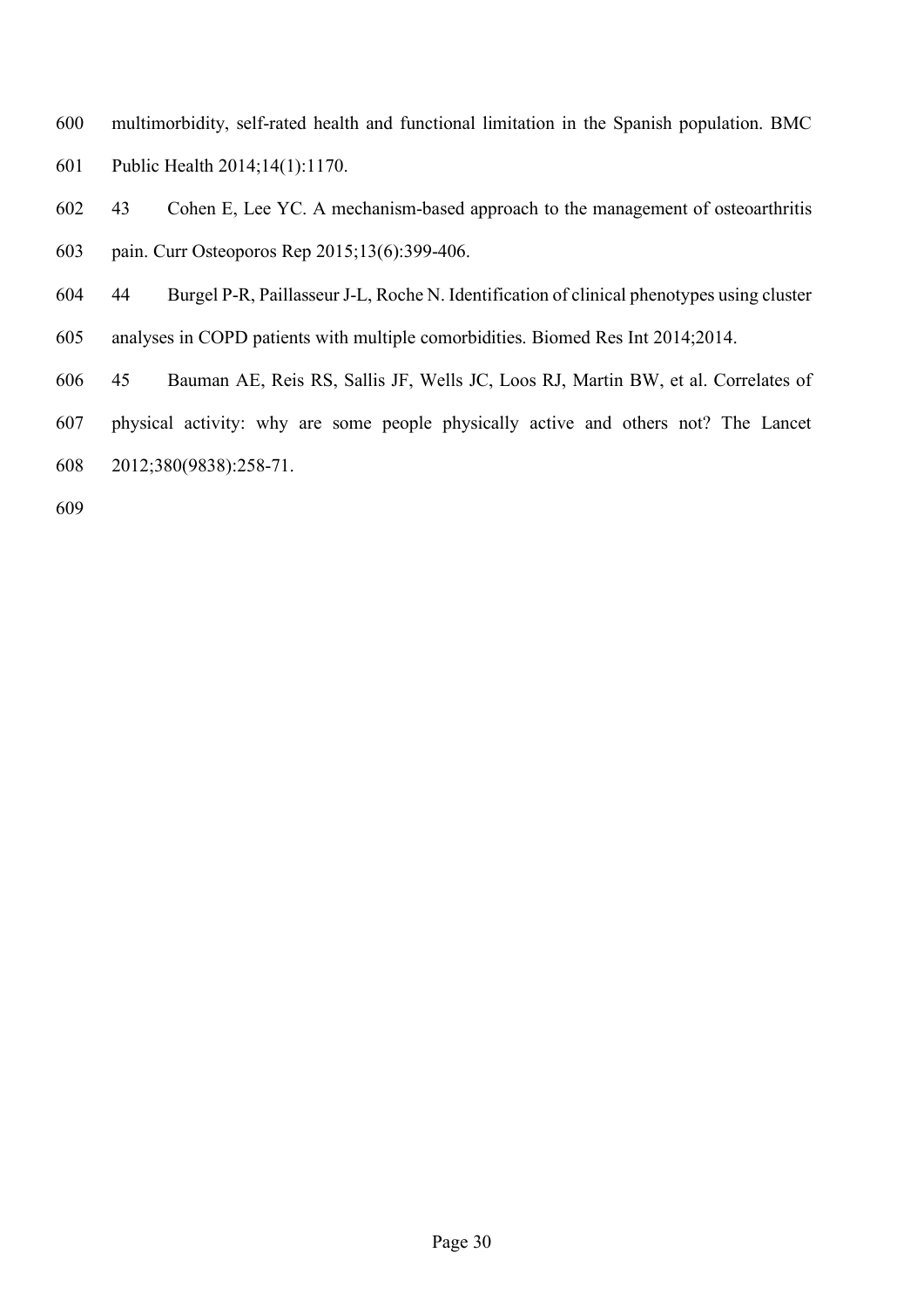multimorbidity, self-rated health and functional limitation in the Spanish population. BMC Public Health 2014;14(1):1170.

43 Cohen E, Lee YC. A mechanism-based approach to the management of osteoarthritis pain. Curr Osteoporos Rep 2015;13(6):399-406.

44 Burgel P-R, Paillasseur J-L, Roche N. Identification of clinical phenotypes using cluster analyses in COPD patients with multiple comorbidities. Biomed Res Int 2014;2014.

45 Bauman AE, Reis RS, Sallis JF, Wells JC, Loos RJ, Martin BW, et al. Correlates of physical activity: why are some people physically active and others not? The Lancet 2012;380(9838):258-71.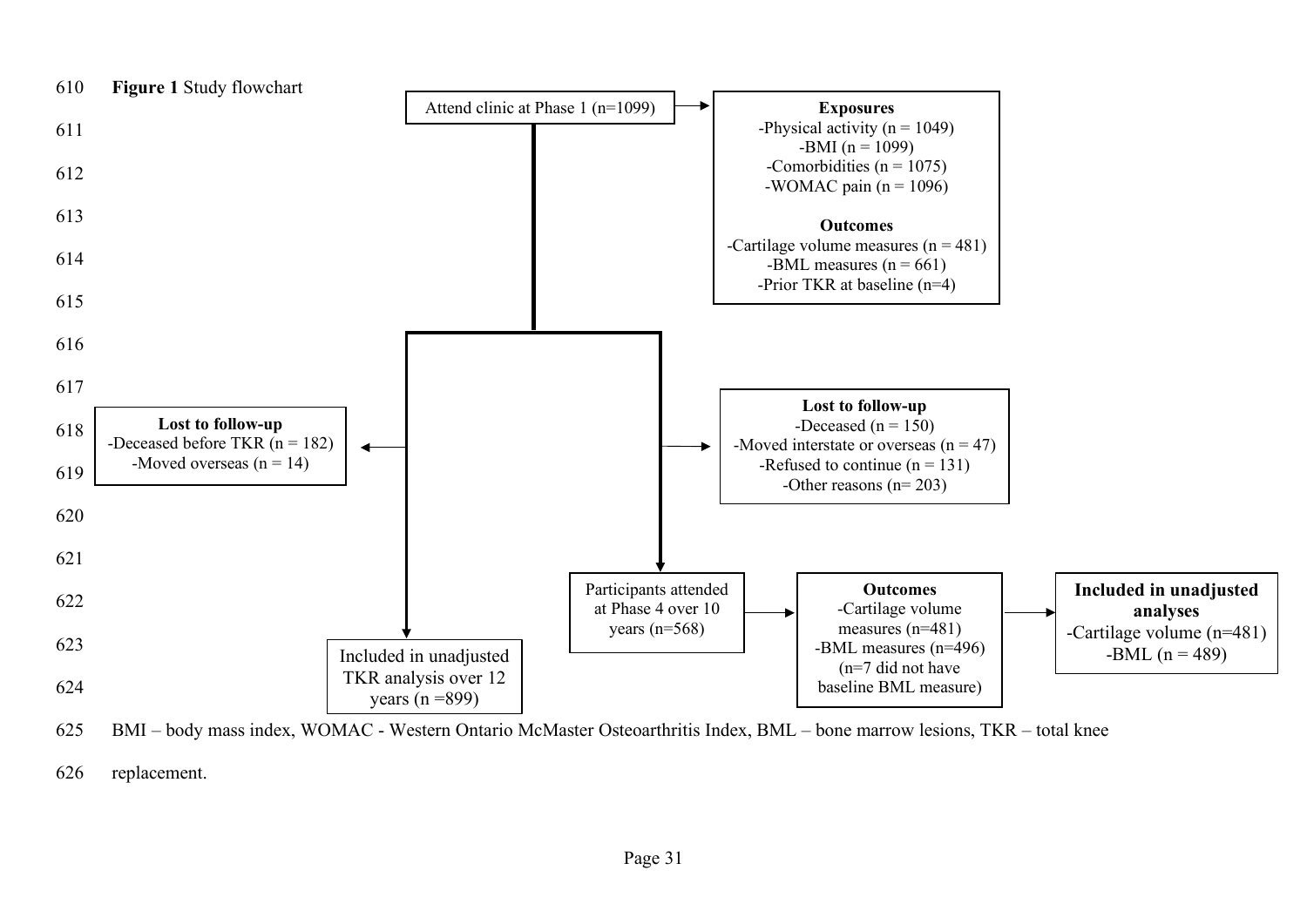**Figure 1** Study flowchart

Attend clinic at Phase 1 (n=1099)

**Exposures**
- Physical activity (n = 1049)
- BMI (n = 1099)
- Comorbidities (n = 1075)
- WOMAC pain (n = 1096)

**Outcomes**
- Cartilage volume measures (n = 481)
- BML measures (n = 661)
- Prior TKR at baseline (n=4)

**Lost to follow-up**
- Deceased before TKR (n = 182)
- Moved overseas (n = 14)

Included in unadjusted TKR analysis over 12 years (n =899)

**Lost to follow-up**
- Deceased (n = 150)
- Moved interstate or overseas (n = 47)
- Refused to continue (n = 131)
- Other reasons (n= 203)

Participants attended at Phase 4 over 10 years (n=568)

**Outcomes**
- Cartilage volume measures (n=481)
- BML measures (n=496) (n=7 did not have baseline BML measure)

**Included in unadjusted analyses**
- Cartilage volume (n=481)
- BML (n = 489)

BMI – body mass index, WOMAC - Western Ontario McMaster Osteoarthritis Index, BML – bone marrow lesions, TKR – total knee replacement.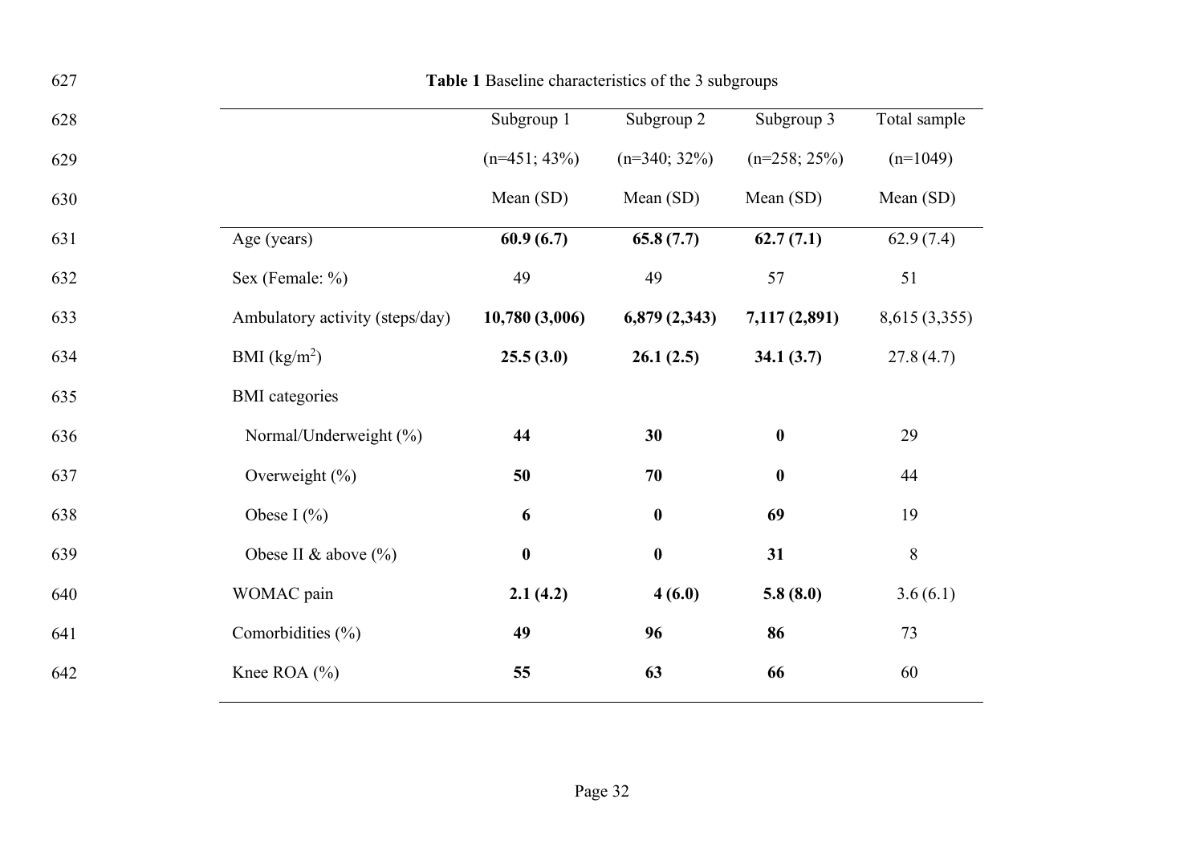**Table 1** Baseline characteristics of the 3 subgroups

| | Subgroup 1 (n=451; 43%) Mean (SD) | Subgroup 2 (n=340; 32%) Mean (SD) | Subgroup 3 (n=258; 25%) Mean (SD) | Total sample (n=1049) Mean (SD) |
|---|---|---|---|---|
| Age (years) | **60.9 (6.7)** | **65.8 (7.7)** | **62.7 (7.1)** | 62.9 (7.4) |
| Sex (Female: %) | 49 | 49 | 57 | 51 |
| Ambulatory activity (steps/day) | **10,780 (3,006)** | **6,879 (2,343)** | **7,117 (2,891)** | 8,615 (3,355) |
| BMI ($kg/m^2$) | **25.5 (3.0)** | **26.1 (2.5)** | **34.1 (3.7)** | 27.8 (4.7) |
| BMI categories | | | | |
| Normal/Underweight (%) | **44** | **30** | **0** | 29 |
| Overweight (%) | **50** | **70** | **0** | 44 |
| Obese I (%) | **6** | **0** | **69** | 19 |
| Obese II & above (%) | **0** | **0** | **31** | 8 |
| WOMAC pain | **2.1 (4.2)** | **4 (6.0)** | **5.8 (8.0)** | 3.6 (6.1) |
| Comorbidities (%) | **49** | **96** | **86** | 73 |
| Knee ROA (%) | **55** | **63** | **66** | 60 |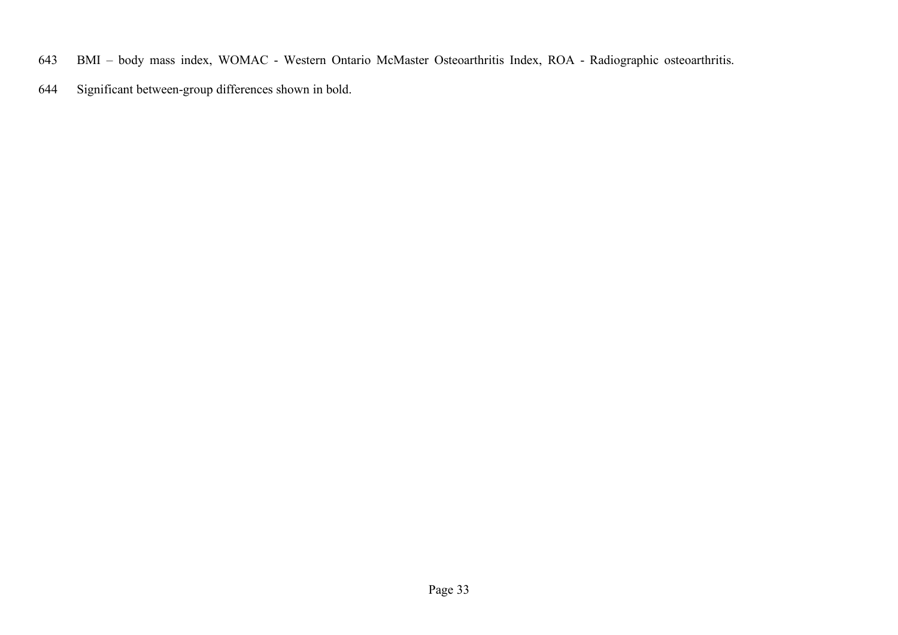BMI – body mass index, WOMAC - Western Ontario McMaster Osteoarthritis Index, ROA - Radiographic osteoarthritis.

Significant between-group differences shown in bold.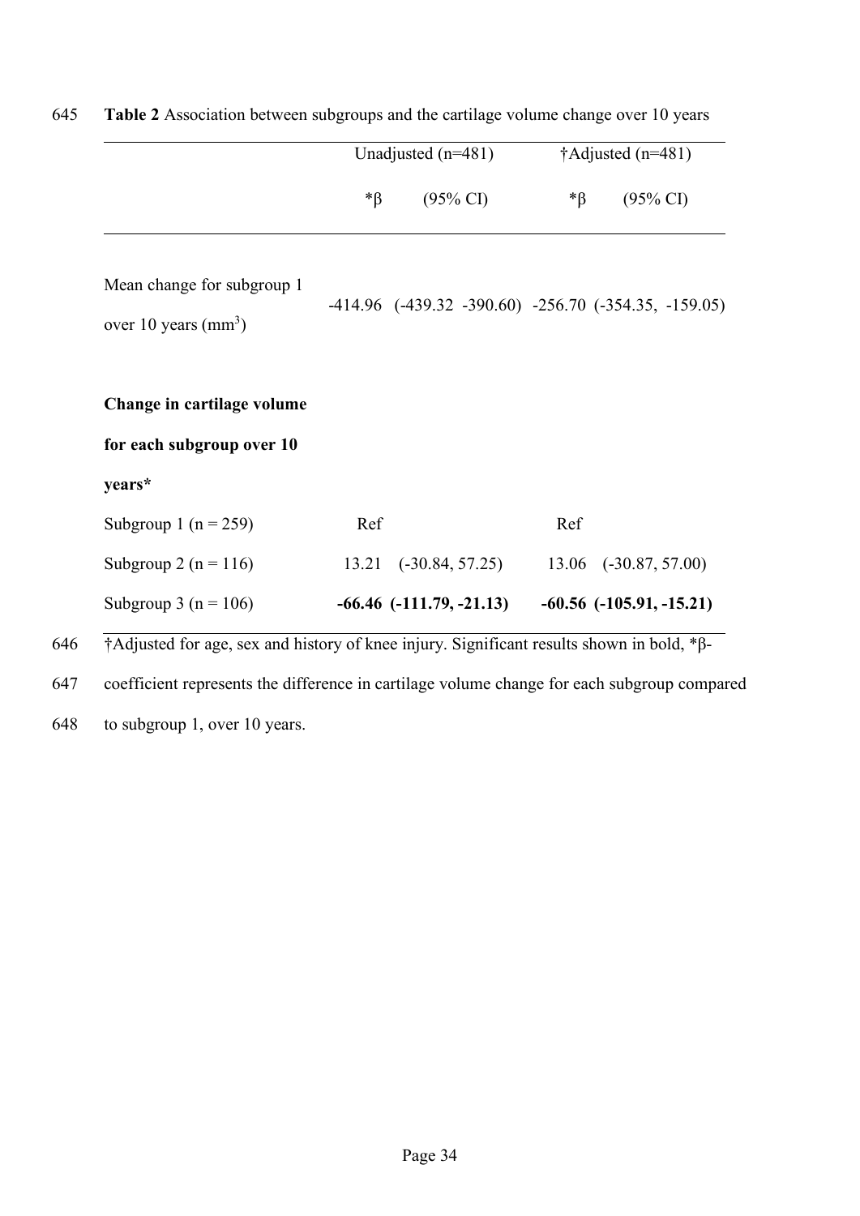**Table 2** Association between subgroups and the cartilage volume change over 10 years

| | Unadjusted (n=481) | | †Adjusted (n=481) | |
|---|---|---|---|---|
| | *β | (95% CI) | *β | (95% CI) |
| Mean change for subgroup 1 over 10 years ($mm^3$) | -414.96 | (-439.32 -390.60) | -256.70 | (-354.35, -159.05) |
| **Change in cartilage volume for each subgroup over 10 years*** | | | | |
| Subgroup 1 (n = 259) | Ref | | Ref | |
| Subgroup 2 (n = 116) | 13.21 | (-30.84, 57.25) | 13.06 | (-30.87, 57.00) |
| Subgroup 3 (n = 106) | **-66.46** | **(-111.79, -21.13)** | **-60.56** | **(-105.91, -15.21)** |

†Adjusted for age, sex and history of knee injury. Significant results shown in bold, *β-coefficient represents the difference in cartilage volume change for each subgroup compared to subgroup 1, over 10 years.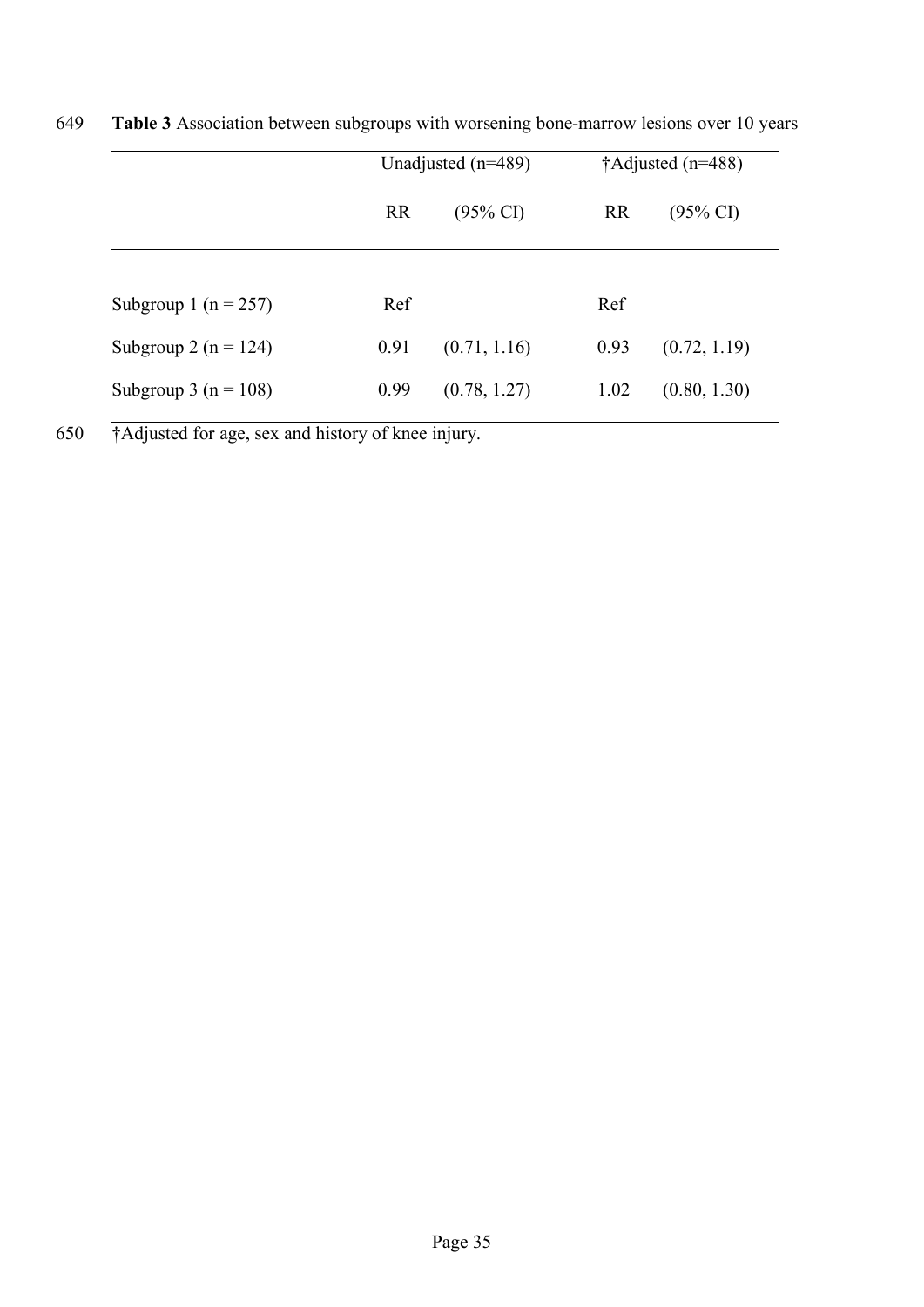**Table 3** Association between subgroups with worsening bone-marrow lesions over 10 years

| | Unadjusted (n=489) | | †Adjusted (n=488) | |
|---|---|---|---|---|
| | RR | (95% CI) | RR | (95% CI) |
| Subgroup 1 (n = 257) | Ref | | Ref | |
| Subgroup 2 (n = 124) | 0.91 | (0.71, 1.16) | 0.93 | (0.72, 1.19) |
| Subgroup 3 (n = 108) | 0.99 | (0.78, 1.27) | 1.02 | (0.80, 1.30) |

†Adjusted for age, sex and history of knee injury.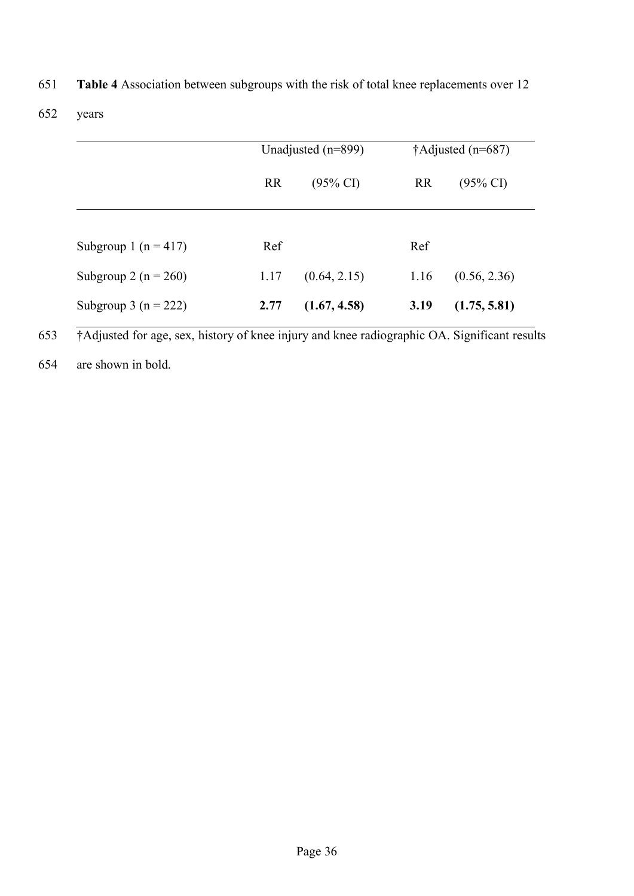**Table 4** Association between subgroups with the risk of total knee replacements over 12 years

| | Unadjusted (n=899) | | †Adjusted (n=687) | |
|---|---|---|---|---|
| | RR | (95% CI) | RR | (95% CI) |
| Subgroup 1 (n = 417) | Ref | | Ref | |
| Subgroup 2 (n = 260) | 1.17 | (0.64, 2.15) | 1.16 | (0.56, 2.36) |
| Subgroup 3 (n = 222) | **2.77** | **(1.67, 4.58)** | **3.19** | **(1.75, 5.81)** |

†Adjusted for age, sex, history of knee injury and knee radiographic OA. Significant results are shown in bold.